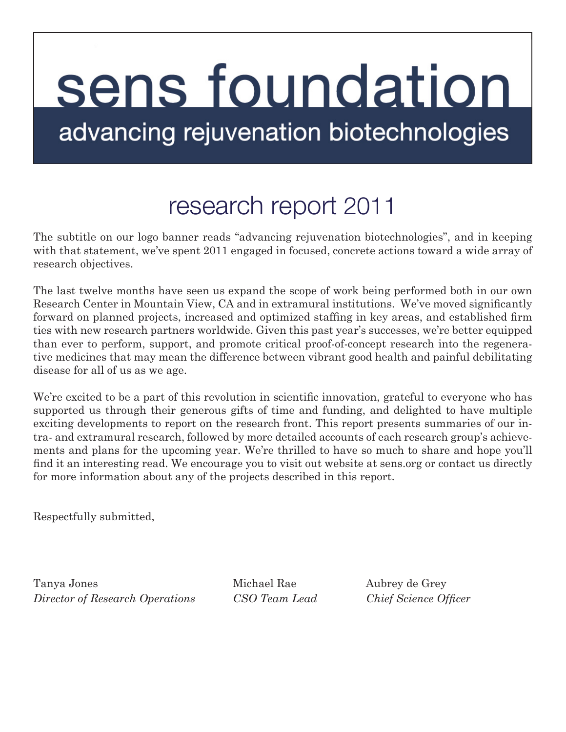# sens foundation

## advancing rejuvenation biotechnologies

# research report 2011

The subtitle on our logo banner reads "advancing rejuvenation biotechnologies", and in keeping with that statement, we've spent 2011 engaged in focused, concrete actions toward a wide array of research objectives.

The last twelve months have seen us expand the scope of work being performed both in our own Research Center in Mountain View, CA and in extramural institutions. We've moved significantly forward on planned projects, increased and optimized staffing in key areas, and established firm ties with new research partners worldwide. Given this past year's successes, we're better equipped than ever to perform, support, and promote critical proof-of-concept research into the regenerative medicines that may mean the difference between vibrant good health and painful debilitating disease for all of us as we age.

We're excited to be a part of this revolution in scientific innovation, grateful to everyone who has supported us through their generous gifts of time and funding, and delighted to have multiple exciting developments to report on the research front. This report presents summaries of our intra- and extramural research, followed by more detailed accounts of each research group's achievements and plans for the upcoming year. We're thrilled to have so much to share and hope you'll find it an interesting read. We encourage you to visit out website at sens.org or contact us directly for more information about any of the projects described in this report.

Respectfully submitted,

Tanya Jones
*Director of Research Operations*

Michael Rae
*CSO Team Lead*

Aubrey de Grey
*Chief Science Officer*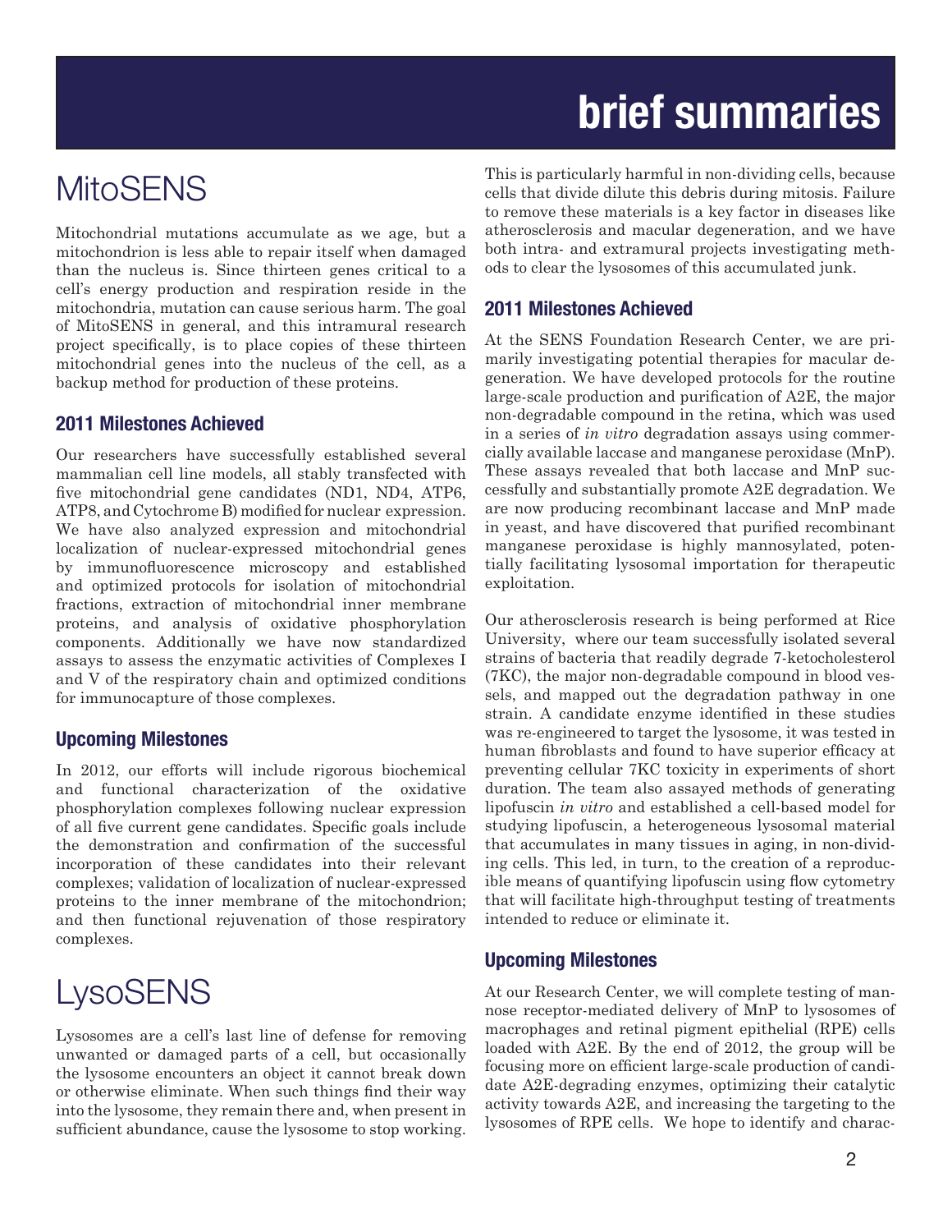# brief summaries

## MitoSENS

Mitochondrial mutations accumulate as we age, but a mitochondrion is less able to repair itself when damaged than the nucleus is. Since thirteen genes critical to a cell's energy production and respiration reside in the mitochondria, mutation can cause serious harm. The goal of MitoSENS in general, and this intramural research project specifically, is to place copies of these thirteen mitochondrial genes into the nucleus of the cell, as a backup method for production of these proteins.

### 2011 Milestones Achieved

Our researchers have successfully established several mammalian cell line models, all stably transfected with five mitochondrial gene candidates (ND1, ND4, ATP6, ATP8, and Cytochrome B) modified for nuclear expression. We have also analyzed expression and mitochondrial localization of nuclear-expressed mitochondrial genes by immunofluorescence microscopy and established and optimized protocols for isolation of mitochondrial fractions, extraction of mitochondrial inner membrane proteins, and analysis of oxidative phosphorylation components. Additionally we have now standardized assays to assess the enzymatic activities of Complexes I and V of the respiratory chain and optimized conditions for immunocapture of those complexes.

### Upcoming Milestones

In 2012, our efforts will include rigorous biochemical and functional characterization of the oxidative phosphorylation complexes following nuclear expression of all five current gene candidates. Specific goals include the demonstration and confirmation of the successful incorporation of these candidates into their relevant complexes; validation of localization of nuclear-expressed proteins to the inner membrane of the mitochondrion; and then functional rejuvenation of those respiratory complexes.

## LysoSENS

Lysosomes are a cell's last line of defense for removing unwanted or damaged parts of a cell, but occasionally the lysosome encounters an object it cannot break down or otherwise eliminate. When such things find their way into the lysosome, they remain there and, when present in sufficient abundance, cause the lysosome to stop working. This is particularly harmful in non-dividing cells, because cells that divide dilute this debris during mitosis. Failure to remove these materials is a key factor in diseases like atherosclerosis and macular degeneration, and we have both intra- and extramural projects investigating methods to clear the lysosomes of this accumulated junk.

### 2011 Milestones Achieved

At the SENS Foundation Research Center, we are primarily investigating potential therapies for macular degeneration. We have developed protocols for the routine large-scale production and purification of A2E, the major non-degradable compound in the retina, which was used in a series of *in vitro* degradation assays using commercially available laccase and manganese peroxidase (MnP). These assays revealed that both laccase and MnP successfully and substantially promote A2E degradation. We are now producing recombinant laccase and MnP made in yeast, and have discovered that purified recombinant manganese peroxidase is highly mannosylated, potentially facilitating lysosomal importation for therapeutic exploitation.

Our atherosclerosis research is being performed at Rice University, where our team successfully isolated several strains of bacteria that readily degrade 7-ketocholesterol (7KC), the major non-degradable compound in blood vessels, and mapped out the degradation pathway in one strain. A candidate enzyme identified in these studies was re-engineered to target the lysosome, it was tested in human fibroblasts and found to have superior efficacy at preventing cellular 7KC toxicity in experiments of short duration. The team also assayed methods of generating lipofuscin *in vitro* and established a cell-based model for studying lipofuscin, a heterogeneous lysosomal material that accumulates in many tissues in aging, in non-dividing cells. This led, in turn, to the creation of a reproducible means of quantifying lipofuscin using flow cytometry that will facilitate high-throughput testing of treatments intended to reduce or eliminate it.

### Upcoming Milestones

At our Research Center, we will complete testing of mannose receptor-mediated delivery of MnP to lysosomes of macrophages and retinal pigment epithelial (RPE) cells loaded with A2E. By the end of 2012, the group will be focusing more on efficient large-scale production of candidate A2E-degrading enzymes, optimizing their catalytic activity towards A2E, and increasing the targeting to the lysosomes of RPE cells. We hope to identify and charac-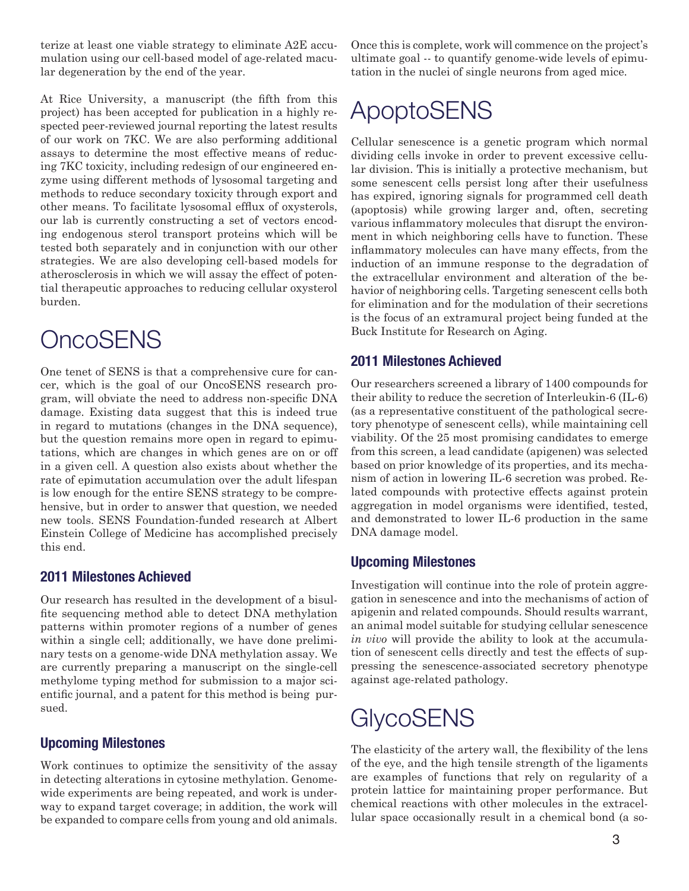terize at least one viable strategy to eliminate A2E accumulation using our cell-based model of age-related macular degeneration by the end of the year.

At Rice University, a manuscript (the fifth from this project) has been accepted for publication in a highly respected peer-reviewed journal reporting the latest results of our work on 7KC. We are also performing additional assays to determine the most effective means of reducing 7KC toxicity, including redesign of our engineered enzyme using different methods of lysosomal targeting and methods to reduce secondary toxicity through export and other means. To facilitate lysosomal efflux of oxysterols, our lab is currently constructing a set of vectors encoding endogenous sterol transport proteins which will be tested both separately and in conjunction with our other strategies. We are also developing cell-based models for atherosclerosis in which we will assay the effect of potential therapeutic approaches to reducing cellular oxysterol burden.

# OncoSENS

One tenet of SENS is that a comprehensive cure for cancer, which is the goal of our OncoSENS research program, will obviate the need to address non-specific DNA damage. Existing data suggest that this is indeed true in regard to mutations (changes in the DNA sequence), but the question remains more open in regard to epimutations, which are changes in which genes are on or off in a given cell. A question also exists about whether the rate of epimutation accumulation over the adult lifespan is low enough for the entire SENS strategy to be comprehensive, but in order to answer that question, we needed new tools. SENS Foundation-funded research at Albert Einstein College of Medicine has accomplished precisely this end.

## 2011 Milestones Achieved

Our research has resulted in the development of a bisulfite sequencing method able to detect DNA methylation patterns within promoter regions of a number of genes within a single cell; additionally, we have done preliminary tests on a genome-wide DNA methylation assay. We are currently preparing a manuscript on the single-cell methylome typing method for submission to a major scientific journal, and a patent for this method is being pursued.

## Upcoming Milestones

Work continues to optimize the sensitivity of the assay in detecting alterations in cytosine methylation. Genome-wide experiments are being repeated, and work is underway to expand target coverage; in addition, the work will be expanded to compare cells from young and old animals. Once this is complete, work will commence on the project's ultimate goal -- to quantify genome-wide levels of epimutation in the nuclei of single neurons from aged mice.

# ApoptoSENS

Cellular senescence is a genetic program which normal dividing cells invoke in order to prevent excessive cellular division. This is initially a protective mechanism, but some senescent cells persist long after their usefulness has expired, ignoring signals for programmed cell death (apoptosis) while growing larger and, often, secreting various inflammatory molecules that disrupt the environment in which neighboring cells have to function. These inflammatory molecules can have many effects, from the induction of an immune response to the degradation of the extracellular environment and alteration of the behavior of neighboring cells. Targeting senescent cells both for elimination and for the modulation of their secretions is the focus of an extramural project being funded at the Buck Institute for Research on Aging.

## 2011 Milestones Achieved

Our researchers screened a library of 1400 compounds for their ability to reduce the secretion of Interleukin-6 (IL-6) (as a representative constituent of the pathological secretory phenotype of senescent cells), while maintaining cell viability. Of the 25 most promising candidates to emerge from this screen, a lead candidate (apigenen) was selected based on prior knowledge of its properties, and its mechanism of action in lowering IL-6 secretion was probed. Related compounds with protective effects against protein aggregation in model organisms were identified, tested, and demonstrated to lower IL-6 production in the same DNA damage model.

## Upcoming Milestones

Investigation will continue into the role of protein aggregation in senescence and into the mechanisms of action of apigenin and related compounds. Should results warrant, an animal model suitable for studying cellular senescence *in vivo* will provide the ability to look at the accumulation of senescent cells directly and test the effects of suppressing the senescence-associated secretory phenotype against age-related pathology.

# GlycoSENS

The elasticity of the artery wall, the flexibility of the lens of the eye, and the high tensile strength of the ligaments are examples of functions that rely on regularity of a protein lattice for maintaining proper performance. But chemical reactions with other molecules in the extracellular space occasionally result in a chemical bond (a so-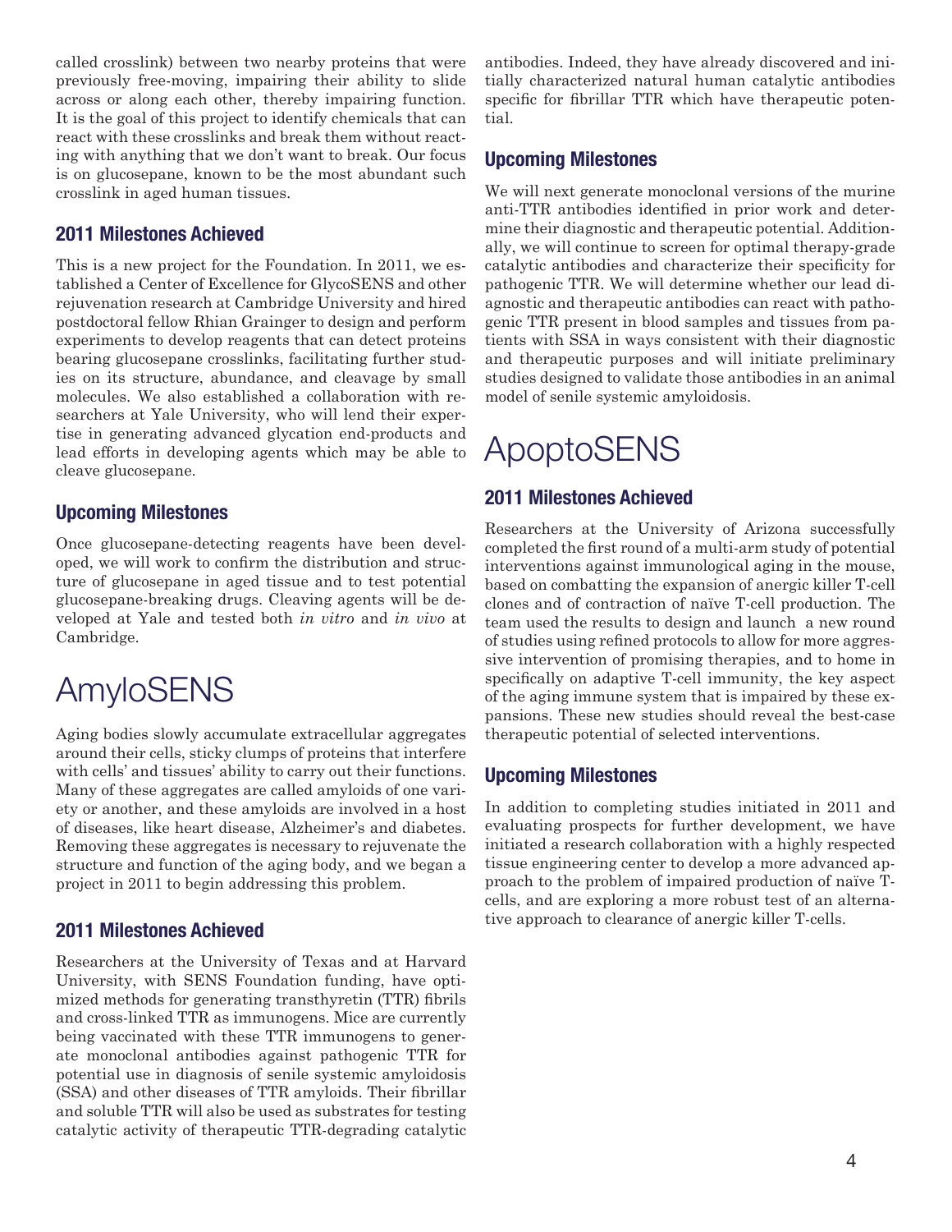called crosslink) between two nearby proteins that were previously free-moving, impairing their ability to slide across or along each other, thereby impairing function. It is the goal of this project to identify chemicals that can react with these crosslinks and break them without reacting with anything that we don't want to break. Our focus is on glucosepane, known to be the most abundant such crosslink in aged human tissues.

### 2011 Milestones Achieved

This is a new project for the Foundation. In 2011, we established a Center of Excellence for GlycoSENS and other rejuvenation research at Cambridge University and hired postdoctoral fellow Rhian Grainger to design and perform experiments to develop reagents that can detect proteins bearing glucosepane crosslinks, facilitating further studies on its structure, abundance, and cleavage by small molecules. We also established a collaboration with researchers at Yale University, who will lend their expertise in generating advanced glycation end-products and lead efforts in developing agents which may be able to cleave glucosepane.

### Upcoming Milestones

Once glucosepane-detecting reagents have been developed, we will work to confirm the distribution and structure of glucosepane in aged tissue and to test potential glucosepane-breaking drugs. Cleaving agents will be developed at Yale and tested both *in vitro* and *in vivo* at Cambridge.

# AmyloSENS

Aging bodies slowly accumulate extracellular aggregates around their cells, sticky clumps of proteins that interfere with cells' and tissues' ability to carry out their functions. Many of these aggregates are called amyloids of one variety or another, and these amyloids are involved in a host of diseases, like heart disease, Alzheimer's and diabetes. Removing these aggregates is necessary to rejuvenate the structure and function of the aging body, and we began a project in 2011 to begin addressing this problem.

### 2011 Milestones Achieved

Researchers at the University of Texas and at Harvard University, with SENS Foundation funding, have optimized methods for generating transthyretin (TTR) fibrils and cross-linked TTR as immunogens. Mice are currently being vaccinated with these TTR immunogens to generate monoclonal antibodies against pathogenic TTR for potential use in diagnosis of senile systemic amyloidosis (SSA) and other diseases of TTR amyloids. Their fibrillar and soluble TTR will also be used as substrates for testing catalytic activity of therapeutic TTR-degrading catalytic antibodies. Indeed, they have already discovered and initially characterized natural human catalytic antibodies specific for fibrillar TTR which have therapeutic potential.

### Upcoming Milestones

We will next generate monoclonal versions of the murine anti-TTR antibodies identified in prior work and determine their diagnostic and therapeutic potential. Additionally, we will continue to screen for optimal therapy-grade catalytic antibodies and characterize their specificity for pathogenic TTR. We will determine whether our lead diagnostic and therapeutic antibodies can react with pathogenic TTR present in blood samples and tissues from patients with SSA in ways consistent with their diagnostic and therapeutic purposes and will initiate preliminary studies designed to validate those antibodies in an animal model of senile systemic amyloidosis.

# ApoptoSENS

### 2011 Milestones Achieved

Researchers at the University of Arizona successfully completed the first round of a multi-arm study of potential interventions against immunological aging in the mouse, based on combatting the expansion of anergic killer T-cell clones and of contraction of naïve T-cell production. The team used the results to design and launch a new round of studies using refined protocols to allow for more aggressive intervention of promising therapies, and to home in specifically on adaptive T-cell immunity, the key aspect of the aging immune system that is impaired by these expansions. These new studies should reveal the best-case therapeutic potential of selected interventions.

### Upcoming Milestones

In addition to completing studies initiated in 2011 and evaluating prospects for further development, we have initiated a research collaboration with a highly respected tissue engineering center to develop a more advanced approach to the problem of impaired production of naïve T-cells, and are exploring a more robust test of an alternative approach to clearance of anergic killer T-cells.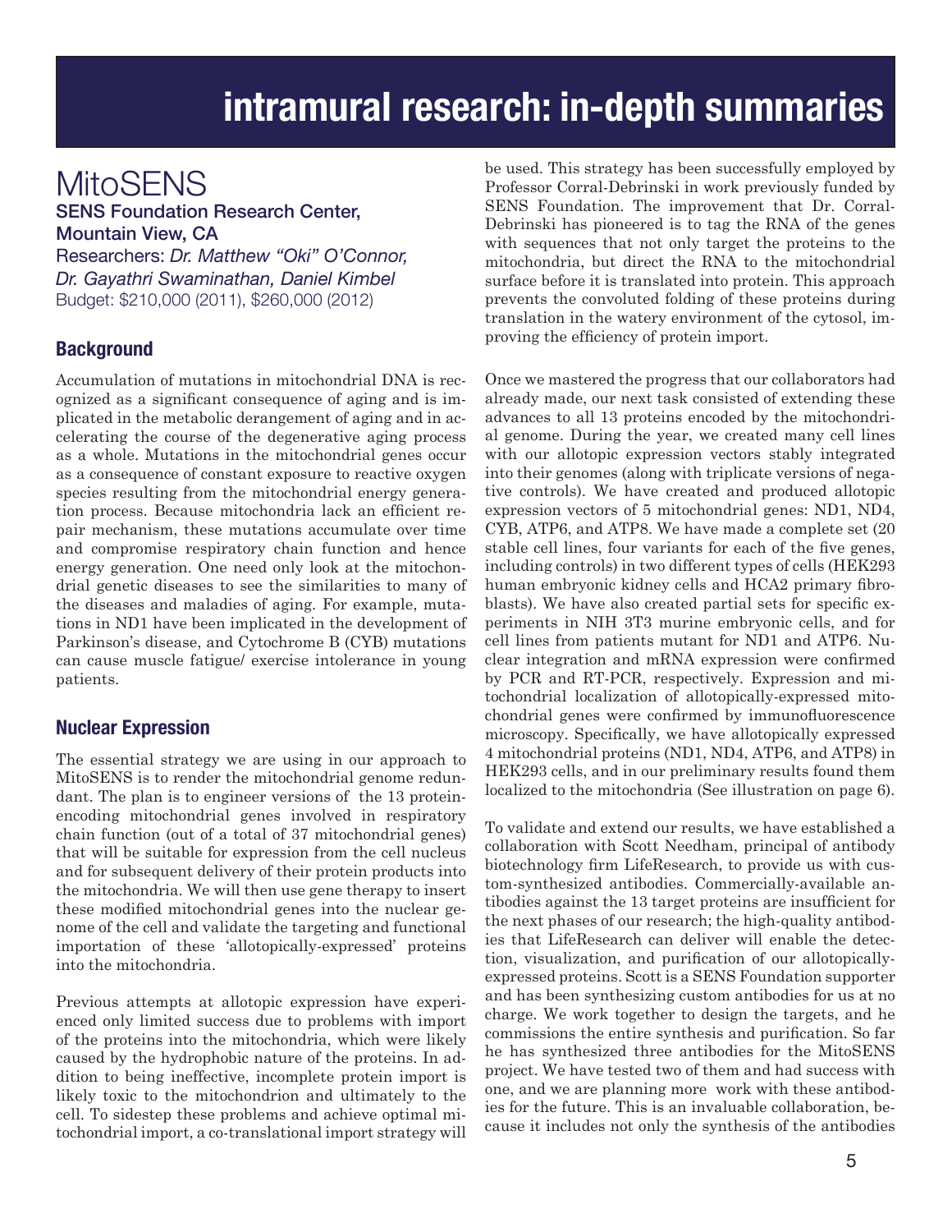# intramural research: in-depth summaries

## MitoSENS

**SENS Foundation Research Center, Mountain View, CA**

Researchers: *Dr. Matthew "Oki" O'Connor, Dr. Gayathri Swaminathan, Daniel Kimbel*

Budget: $210,000 (2011), $260,000 (2012)

### Background

Accumulation of mutations in mitochondrial DNA is recognized as a significant consequence of aging and is implicated in the metabolic derangement of aging and in accelerating the course of the degenerative aging process as a whole. Mutations in the mitochondrial genes occur as a consequence of constant exposure to reactive oxygen species resulting from the mitochondrial energy generation process. Because mitochondria lack an efficient repair mechanism, these mutations accumulate over time and compromise respiratory chain function and hence energy generation. One need only look at the mitochondrial genetic diseases to see the similarities to many of the diseases and maladies of aging. For example, mutations in ND1 have been implicated in the development of Parkinson's disease, and Cytochrome B (CYB) mutations can cause muscle fatigue/ exercise intolerance in young patients.

### Nuclear Expression

The essential strategy we are using in our approach to MitoSENS is to render the mitochondrial genome redundant. The plan is to engineer versions of the 13 protein-encoding mitochondrial genes involved in respiratory chain function (out of a total of 37 mitochondrial genes) that will be suitable for expression from the cell nucleus and for subsequent delivery of their protein products into the mitochondria. We will then use gene therapy to insert these modified mitochondrial genes into the nuclear genome of the cell and validate the targeting and functional importation of these 'allotopically-expressed' proteins into the mitochondria.

Previous attempts at allotopic expression have experienced only limited success due to problems with import of the proteins into the mitochondria, which were likely caused by the hydrophobic nature of the proteins. In addition to being ineffective, incomplete protein import is likely toxic to the mitochondrion and ultimately to the cell. To sidestep these problems and achieve optimal mitochondrial import, a co-translational import strategy will be used. This strategy has been successfully employed by Professor Corral-Debrinski in work previously funded by SENS Foundation. The improvement that Dr. Corral-Debrinski has pioneered is to tag the RNA of the genes with sequences that not only target the proteins to the mitochondria, but direct the RNA to the mitochondrial surface before it is translated into protein. This approach prevents the convoluted folding of these proteins during translation in the watery environment of the cytosol, improving the efficiency of protein import.

Once we mastered the progress that our collaborators had already made, our next task consisted of extending these advances to all 13 proteins encoded by the mitochondrial genome. During the year, we created many cell lines with our allotopic expression vectors stably integrated into their genomes (along with triplicate versions of negative controls). We have created and produced allotopic expression vectors of 5 mitochondrial genes: ND1, ND4, CYB, ATP6, and ATP8. We have made a complete set (20 stable cell lines, four variants for each of the five genes, including controls) in two different types of cells (HEK293 human embryonic kidney cells and HCA2 primary fibroblasts). We have also created partial sets for specific experiments in NIH 3T3 murine embryonic cells, and for cell lines from patients mutant for ND1 and ATP6. Nuclear integration and mRNA expression were confirmed by PCR and RT-PCR, respectively. Expression and mitochondrial localization of allotopically-expressed mitochondrial genes were confirmed by immunofluorescence microscopy. Specifically, we have allotopically expressed 4 mitochondrial proteins (ND1, ND4, ATP6, and ATP8) in HEK293 cells, and in our preliminary results found them localized to the mitochondria (See illustration on page 6).

To validate and extend our results, we have established a collaboration with Scott Needham, principal of antibody biotechnology firm LifeResearch, to provide us with custom-synthesized antibodies. Commercially-available antibodies against the 13 target proteins are insufficient for the next phases of our research; the high-quality antibodies that LifeResearch can deliver will enable the detection, visualization, and purification of our allotopically-expressed proteins. Scott is a SENS Foundation supporter and has been synthesizing custom antibodies for us at no charge. We work together to design the targets, and he commissions the entire synthesis and purification. So far he has synthesized three antibodies for the MitoSENS project. We have tested two of them and had success with one, and we are planning more work with these antibodies for the future. This is an invaluable collaboration, because it includes not only the synthesis of the antibodies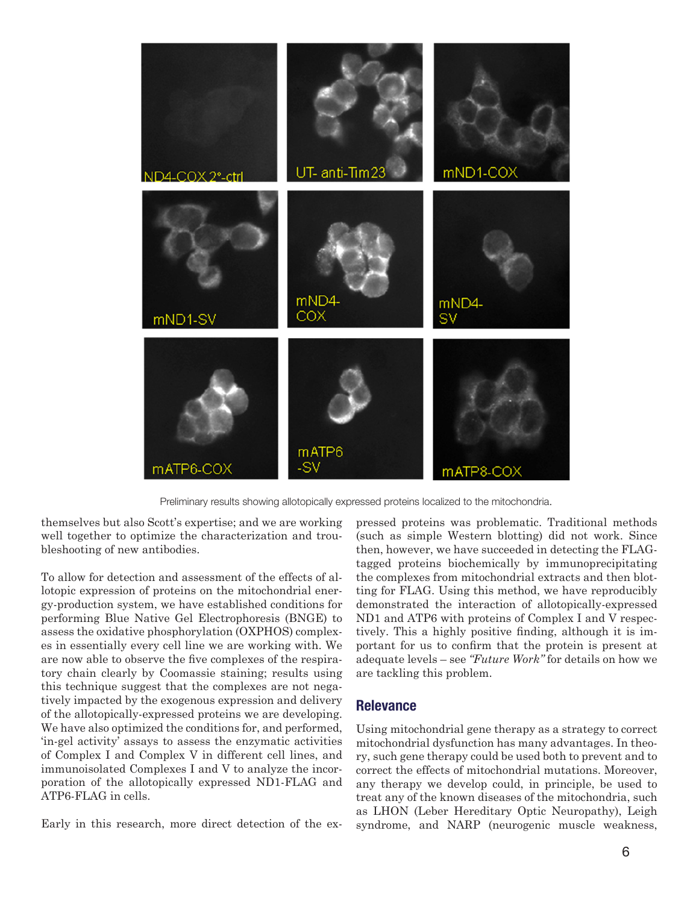Preliminary results showing allotopically expressed proteins localized to the mitochondria.

themselves but also Scott's expertise; and we are working well together to optimize the characterization and troubleshooting of new antibodies.

To allow for detection and assessment of the effects of allotopic expression of proteins on the mitochondrial energy-production system, we have established conditions for performing Blue Native Gel Electrophoresis (BNGE) to assess the oxidative phosphorylation (OXPHOS) complexes in essentially every cell line we are working with. We are now able to observe the five complexes of the respiratory chain clearly by Coomassie staining; results using this technique suggest that the complexes are not negatively impacted by the exogenous expression and delivery of the allotopically-expressed proteins we are developing. We have also optimized the conditions for, and performed, 'in-gel activity' assays to assess the enzymatic activities of Complex I and Complex V in different cell lines, and immunoisolated Complexes I and V to analyze the incorporation of the allotopically expressed ND1-FLAG and ATP6-FLAG in cells.

Early in this research, more direct detection of the expressed proteins was problematic. Traditional methods (such as simple Western blotting) did not work. Since then, however, we have succeeded in detecting the FLAG-tagged proteins biochemically by immunoprecipitating the complexes from mitochondrial extracts and then blotting for FLAG. Using this method, we have reproducibly demonstrated the interaction of allotopically-expressed ND1 and ATP6 with proteins of Complex I and V respectively. This a highly positive finding, although it is important for us to confirm that the protein is present at adequate levels – see *"Future Work"* for details on how we are tackling this problem.

## Relevance

Using mitochondrial gene therapy as a strategy to correct mitochondrial dysfunction has many advantages. In theory, such gene therapy could be used both to prevent and to correct the effects of mitochondrial mutations. Moreover, any therapy we develop could, in principle, be used to treat any of the known diseases of the mitochondria, such as LHON (Leber Hereditary Optic Neuropathy), Leigh syndrome, and NARP (neurogenic muscle weakness,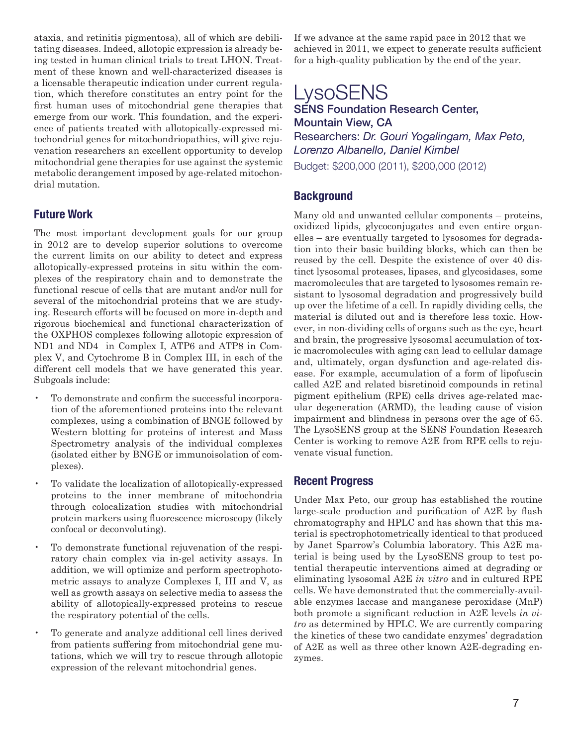ataxia, and retinitis pigmentosa), all of which are debilitating diseases. Indeed, allotopic expression is already being tested in human clinical trials to treat LHON. Treatment of these known and well-characterized diseases is a licensable therapeutic indication under current regulation, which therefore constitutes an entry point for the first human uses of mitochondrial gene therapies that emerge from our work. This foundation, and the experience of patients treated with allotopically-expressed mitochondrial genes for mitochondriopathies, will give rejuvenation researchers an excellent opportunity to develop mitochondrial gene therapies for use against the systemic metabolic derangement imposed by age-related mitochondrial mutation.

### Future Work

The most important development goals for our group in 2012 are to develop superior solutions to overcome the current limits on our ability to detect and express allotopically-expressed proteins in situ within the complexes of the respiratory chain and to demonstrate the functional rescue of cells that are mutant and/or null for several of the mitochondrial proteins that we are studying. Research efforts will be focused on more in-depth and rigorous biochemical and functional characterization of the OXPHOS complexes following allotopic expression of ND1 and ND4 in Complex I, ATP6 and ATP8 in Complex V, and Cytochrome B in Complex III, in each of the different cell models that we have generated this year. Subgoals include:

- To demonstrate and confirm the successful incorporation of the aforementioned proteins into the relevant complexes, using a combination of BNGE followed by Western blotting for proteins of interest and Mass Spectrometry analysis of the individual complexes (isolated either by BNGE or immunoisolation of complexes).
- To validate the localization of allotopically-expressed proteins to the inner membrane of mitochondria through colocalization studies with mitochondrial protein markers using fluorescence microscopy (likely confocal or deconvoluting).
- To demonstrate functional rejuvenation of the respiratory chain complex via in-gel activity assays. In addition, we will optimize and perform spectrophotometric assays to analyze Complexes I, III and V, as well as growth assays on selective media to assess the ability of allotopically-expressed proteins to rescue the respiratory potential of the cells.
- To generate and analyze additional cell lines derived from patients suffering from mitochondrial gene mutations, which we will try to rescue through allotopic expression of the relevant mitochondrial genes.

If we advance at the same rapid pace in 2012 that we achieved in 2011, we expect to generate results sufficient for a high-quality publication by the end of the year.

## LysoSENS

**SENS Foundation Research Center, Mountain View, CA**

Researchers: *Dr. Gouri Yogalingam, Max Peto, Lorenzo Albanello, Daniel Kimbel*

Budget: $200,000 (2011), $200,000 (2012)

### Background

Many old and unwanted cellular components – proteins, oxidized lipids, glycoconjugates and even entire organelles – are eventually targeted to lysosomes for degradation into their basic building blocks, which can then be reused by the cell. Despite the existence of over 40 distinct lysosomal proteases, lipases, and glycosidases, some macromolecules that are targeted to lysosomes remain resistant to lysosomal degradation and progressively build up over the lifetime of a cell. In rapidly dividing cells, the material is diluted out and is therefore less toxic. However, in non-dividing cells of organs such as the eye, heart and brain, the progressive lysosomal accumulation of toxic macromolecules with aging can lead to cellular damage and, ultimately, organ dysfunction and age-related disease. For example, accumulation of a form of lipofuscin called A2E and related bisretinoid compounds in retinal pigment epithelium (RPE) cells drives age-related macular degeneration (ARMD), the leading cause of vision impairment and blindness in persons over the age of 65. The LysoSENS group at the SENS Foundation Research Center is working to remove A2E from RPE cells to rejuvenate visual function.

### Recent Progress

Under Max Peto, our group has established the routine large-scale production and purification of A2E by flash chromatography and HPLC and has shown that this material is spectrophotometrically identical to that produced by Janet Sparrow's Columbia laboratory. This A2E material is being used by the LysoSENS group to test potential therapeutic interventions aimed at degrading or eliminating lysosomal A2E *in vitro* and in cultured RPE cells. We have demonstrated that the commercially-available enzymes laccase and manganese peroxidase (MnP) both promote a significant reduction in A2E levels *in vitro* as determined by HPLC. We are currently comparing the kinetics of these two candidate enzymes' degradation of A2E as well as three other known A2E-degrading enzymes.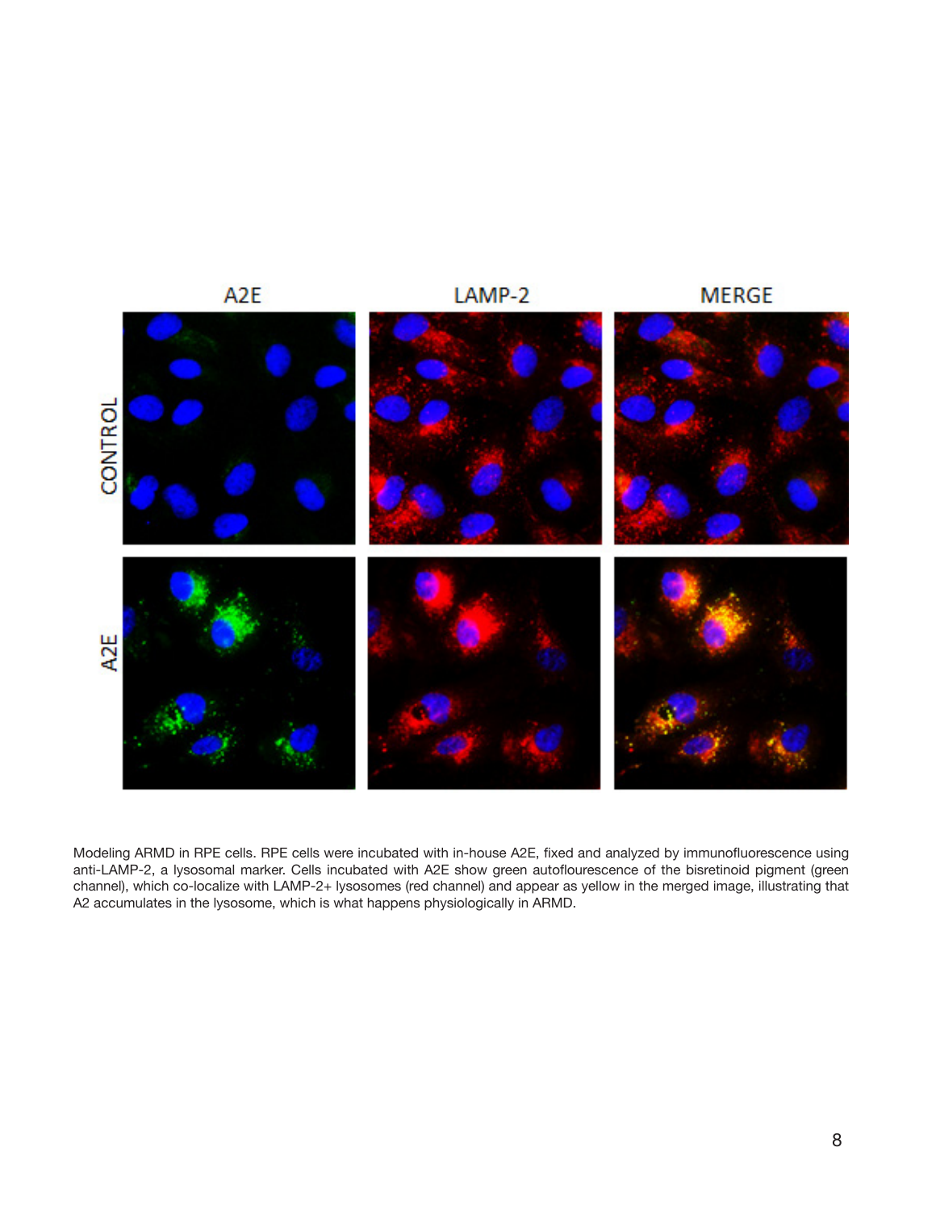Modeling ARMD in RPE cells. RPE cells were incubated with in-house A2E, fixed and analyzed by immunofluorescence using anti-LAMP-2, a lysosomal marker. Cells incubated with A2E show green autoflourescence of the bisretinoid pigment (green channel), which co-localize with LAMP-2+ lysosomes (red channel) and appear as yellow in the merged image, illustrating that A2 accumulates in the lysosome, which is what happens physiologically in ARMD.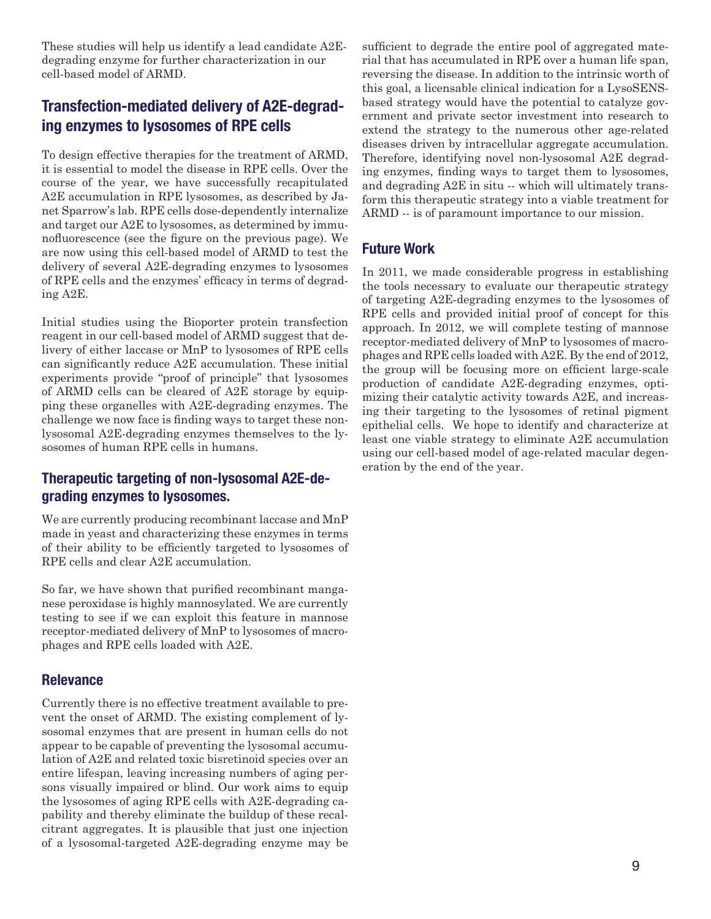These studies will help us identify a lead candidate A2E-degrading enzyme for further characterization in our cell-based model of ARMD.

## Transfection-mediated delivery of A2E-degrading enzymes to lysosomes of RPE cells

To design effective therapies for the treatment of ARMD, it is essential to model the disease in RPE cells. Over the course of the year, we have successfully recapitulated A2E accumulation in RPE lysosomes, as described by Janet Sparrow's lab. RPE cells dose-dependently internalize and target our A2E to lysosomes, as determined by immunofluorescence (see the figure on the previous page). We are now using this cell-based model of ARMD to test the delivery of several A2E-degrading enzymes to lysosomes of RPE cells and the enzymes' efficacy in terms of degrading A2E.

Initial studies using the Bioporter protein transfection reagent in our cell-based model of ARMD suggest that delivery of either laccase or MnP to lysosomes of RPE cells can significantly reduce A2E accumulation. These initial experiments provide "proof of principle" that lysosomes of ARMD cells can be cleared of A2E storage by equipping these organelles with A2E-degrading enzymes. The challenge we now face is finding ways to target these non-lysosomal A2E-degrading enzymes themselves to the lysosomes of human RPE cells in humans.

## Therapeutic targeting of non-lysosomal A2E-degrading enzymes to lysosomes.

We are currently producing recombinant laccase and MnP made in yeast and characterizing these enzymes in terms of their ability to be efficiently targeted to lysosomes of RPE cells and clear A2E accumulation.

So far, we have shown that purified recombinant manganese peroxidase is highly mannosylated. We are currently testing to see if we can exploit this feature in mannose receptor-mediated delivery of MnP to lysosomes of macrophages and RPE cells loaded with A2E.

## Relevance

Currently there is no effective treatment available to prevent the onset of ARMD. The existing complement of lysosomal enzymes that are present in human cells do not appear to be capable of preventing the lysosomal accumulation of A2E and related toxic bisretinoid species over an entire lifespan, leaving increasing numbers of aging persons visually impaired or blind. Our work aims to equip the lysosomes of aging RPE cells with A2E-degrading capability and thereby eliminate the buildup of these recalcitrant aggregates. It is plausible that just one injection of a lysosomal-targeted A2E-degrading enzyme may be sufficient to degrade the entire pool of aggregated material that has accumulated in RPE over a human life span, reversing the disease. In addition to the intrinsic worth of this goal, a licensable clinical indication for a LysoSENS-based strategy would have the potential to catalyze government and private sector investment into research to extend the strategy to the numerous other age-related diseases driven by intracellular aggregate accumulation. Therefore, identifying novel non-lysosomal A2E degrading enzymes, finding ways to target them to lysosomes, and degrading A2E in situ -- which will ultimately transform this therapeutic strategy into a viable treatment for ARMD -- is of paramount importance to our mission.

## Future Work

In 2011, we made considerable progress in establishing the tools necessary to evaluate our therapeutic strategy of targeting A2E-degrading enzymes to the lysosomes of RPE cells and provided initial proof of concept for this approach. In 2012, we will complete testing of mannose receptor-mediated delivery of MnP to lysosomes of macrophages and RPE cells loaded with A2E. By the end of 2012, the group will be focusing more on efficient large-scale production of candidate A2E-degrading enzymes, optimizing their catalytic activity towards A2E, and increasing their targeting to the lysosomes of retinal pigment epithelial cells. We hope to identify and characterize at least one viable strategy to eliminate A2E accumulation using our cell-based model of age-related macular degeneration by the end of the year.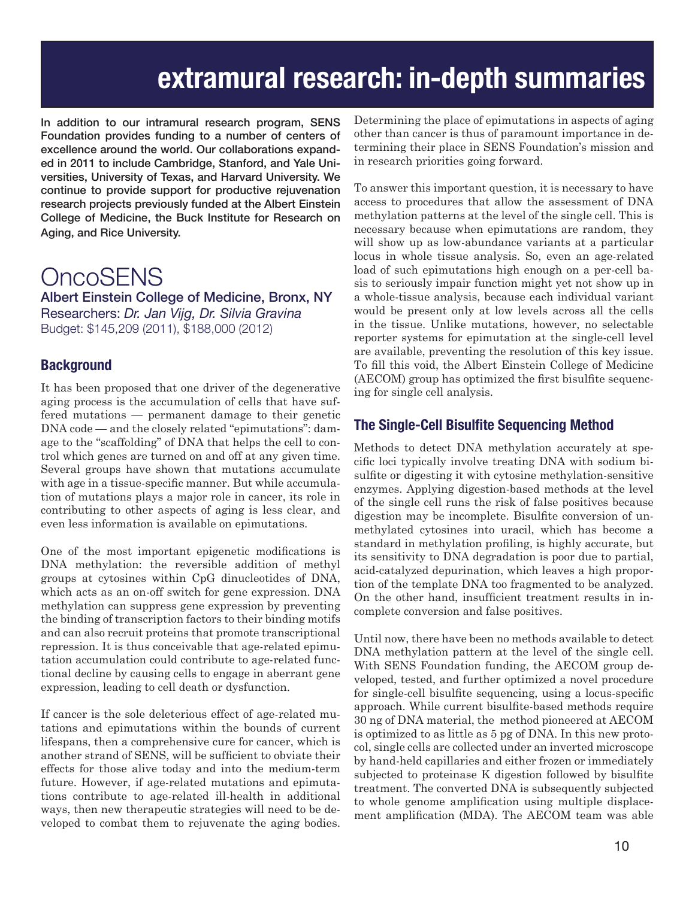# extramural research: in-depth summaries

**In addition to our intramural research program, SENS Foundation provides funding to a number of centers of excellence around the world. Our collaborations expanded in 2011 to include Cambridge, Stanford, and Yale Universities, University of Texas, and Harvard University. We continue to provide support for productive rejuvenation research projects previously funded at the Albert Einstein College of Medicine, the Buck Institute for Research on Aging, and Rice University.**

## OncoSENS

**Albert Einstein College of Medicine, Bronx, NY**
Researchers: *Dr. Jan Vijg, Dr. Silvia Gravina*
Budget: $145,209 (2011), $188,000 (2012)

### Background

It has been proposed that one driver of the degenerative aging process is the accumulation of cells that have suffered mutations — permanent damage to their genetic DNA code — and the closely related "epimutations": damage to the "scaffolding" of DNA that helps the cell to control which genes are turned on and off at any given time. Several groups have shown that mutations accumulate with age in a tissue-specific manner. But while accumulation of mutations plays a major role in cancer, its role in contributing to other aspects of aging is less clear, and even less information is available on epimutations.

One of the most important epigenetic modifications is DNA methylation: the reversible addition of methyl groups at cytosines within CpG dinucleotides of DNA, which acts as an on-off switch for gene expression. DNA methylation can suppress gene expression by preventing the binding of transcription factors to their binding motifs and can also recruit proteins that promote transcriptional repression. It is thus conceivable that age-related epimutation accumulation could contribute to age-related functional decline by causing cells to engage in aberrant gene expression, leading to cell death or dysfunction.

If cancer is the sole deleterious effect of age-related mutations and epimutations within the bounds of current lifespans, then a comprehensive cure for cancer, which is another strand of SENS, will be sufficient to obviate their effects for those alive today and into the medium-term future. However, if age-related mutations and epimutations contribute to age-related ill-health in additional ways, then new therapeutic strategies will need to be developed to combat them to rejuvenate the aging bodies. Determining the place of epimutations in aspects of aging other than cancer is thus of paramount importance in determining their place in SENS Foundation's mission and in research priorities going forward.

To answer this important question, it is necessary to have access to procedures that allow the assessment of DNA methylation patterns at the level of the single cell. This is necessary because when epimutations are random, they will show up as low-abundance variants at a particular locus in whole tissue analysis. So, even an age-related load of such epimutations high enough on a per-cell basis to seriously impair function might yet not show up in a whole-tissue analysis, because each individual variant would be present only at low levels across all the cells in the tissue. Unlike mutations, however, no selectable reporter systems for epimutation at the single-cell level are available, preventing the resolution of this key issue. To fill this void, the Albert Einstein College of Medicine (AECOM) group has optimized the first bisulfite sequencing for single cell analysis.

### The Single-Cell Bisulfite Sequencing Method

Methods to detect DNA methylation accurately at specific loci typically involve treating DNA with sodium bisulfite or digesting it with cytosine methylation-sensitive enzymes. Applying digestion-based methods at the level of the single cell runs the risk of false positives because digestion may be incomplete. Bisulfite conversion of unmethylated cytosines into uracil, which has become a standard in methylation profiling, is highly accurate, but its sensitivity to DNA degradation is poor due to partial, acid-catalyzed depurination, which leaves a high proportion of the template DNA too fragmented to be analyzed. On the other hand, insufficient treatment results in incomplete conversion and false positives.

Until now, there have been no methods available to detect DNA methylation pattern at the level of the single cell. With SENS Foundation funding, the AECOM group developed, tested, and further optimized a novel procedure for single-cell bisulfite sequencing, using a locus-specific approach. While current bisulfite-based methods require 30 ng of DNA material, the method pioneered at AECOM is optimized to as little as 5 pg of DNA. In this new protocol, single cells are collected under an inverted microscope by hand-held capillaries and either frozen or immediately subjected to proteinase K digestion followed by bisulfite treatment. The converted DNA is subsequently subjected to whole genome amplification using multiple displacement amplification (MDA). The AECOM team was able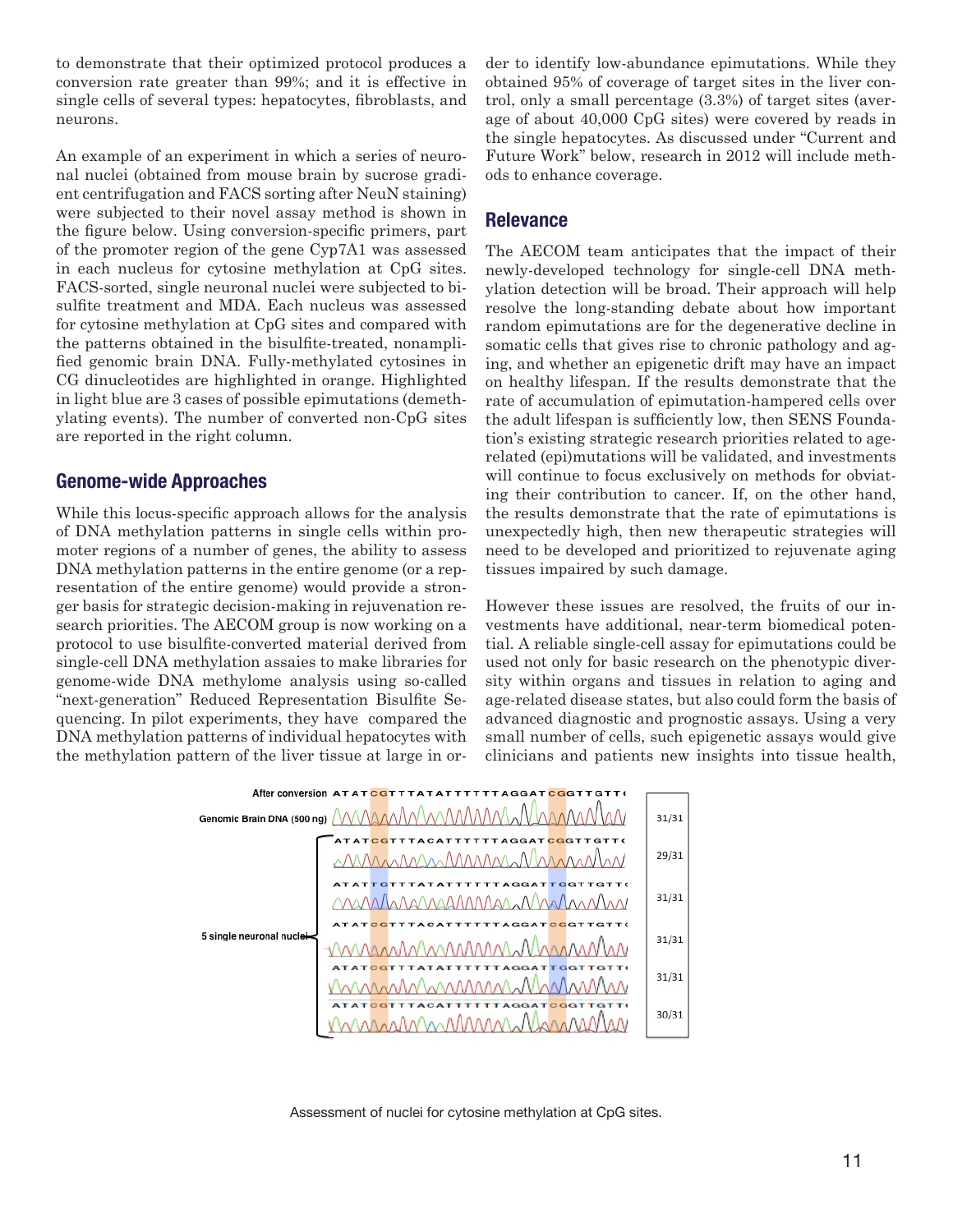to demonstrate that their optimized protocol produces a conversion rate greater than 99%; and it is effective in single cells of several types: hepatocytes, fibroblasts, and neurons.

An example of an experiment in which a series of neuronal nuclei (obtained from mouse brain by sucrose gradient centrifugation and FACS sorting after NeuN staining) were subjected to their novel assay method is shown in the figure below. Using conversion-specific primers, part of the promoter region of the gene Cyp7A1 was assessed in each nucleus for cytosine methylation at CpG sites. FACS-sorted, single neuronal nuclei were subjected to bisulfite treatment and MDA. Each nucleus was assessed for cytosine methylation at CpG sites and compared with the patterns obtained in the bisulfite-treated, nonamplified genomic brain DNA. Fully-methylated cytosines in CG dinucleotides are highlighted in orange. Highlighted in light blue are 3 cases of possible epimutations (demethylating events). The number of converted non-CpG sites are reported in the right column.

## Genome-wide Approaches

While this locus-specific approach allows for the analysis of DNA methylation patterns in single cells within promoter regions of a number of genes, the ability to assess DNA methylation patterns in the entire genome (or a representation of the entire genome) would provide a stronger basis for strategic decision-making in rejuvenation research priorities. The AECOM group is now working on a protocol to use bisulfite-converted material derived from single-cell DNA methylation assaies to make libraries for genome-wide DNA methylome analysis using so-called "next-generation" Reduced Representation Bisulfite Sequencing. In pilot experiments, they have compared the DNA methylation patterns of individual hepatocytes with the methylation pattern of the liver tissue at large in order to identify low-abundance epimutations. While they obtained 95% of coverage of target sites in the liver control, only a small percentage (3.3%) of target sites (average of about 40,000 CpG sites) were covered by reads in the single hepatocytes. As discussed under "Current and Future Work" below, research in 2012 will include methods to enhance coverage.

## Relevance

The AECOM team anticipates that the impact of their newly-developed technology for single-cell DNA methylation detection will be broad. Their approach will help resolve the long-standing debate about how important random epimutations are for the degenerative decline in somatic cells that gives rise to chronic pathology and aging, and whether an epigenetic drift may have an impact on healthy lifespan. If the results demonstrate that the rate of accumulation of epimutation-hampered cells over the adult lifespan is sufficiently low, then SENS Foundation's existing strategic research priorities related to age-related (epi)mutations will be validated, and investments will continue to focus exclusively on methods for obviating their contribution to cancer. If, on the other hand, the results demonstrate that the rate of epimutations is unexpectedly high, then new therapeutic strategies will need to be developed and prioritized to rejuvenate aging tissues impaired by such damage.

However these issues are resolved, the fruits of our investments have additional, near-term biomedical potential. A reliable single-cell assay for epimutations could be used not only for basic research on the phenotypic diversity within organs and tissues in relation to aging and age-related disease states, but also could form the basis of advanced diagnostic and prognostic assays. Using a very small number of cells, such epigenetic assays would give clinicians and patients new insights into tissue health,

| | Sequence | Converted non-CpG sites |
|---|---|---|
| After conversion | ATATCGTTTATATTTTTTAGGATCGGTTGTT | |
| Genomic Brain DNA (500 ng) | | 31/31 |
| 5 single neuronal nuclei | ATATCGTTTACATTTTTTAGGATCGGTTGTT | 29/31 |
| | ATATTGTTTATATTTTTTAGGATTGGTTGTT | 31/31 |
| | ATATCGTTTACATTTTTTAGGATCGGTTGTT | 31/31 |
| | ATATCGTTTATATTTTTTAGGATTGGTTGTT | 31/31 |
| | ATATCGTTTACATTTTTTAGGATCGGTTGTT | 30/31 |

Assessment of nuclei for cytosine methylation at CpG sites.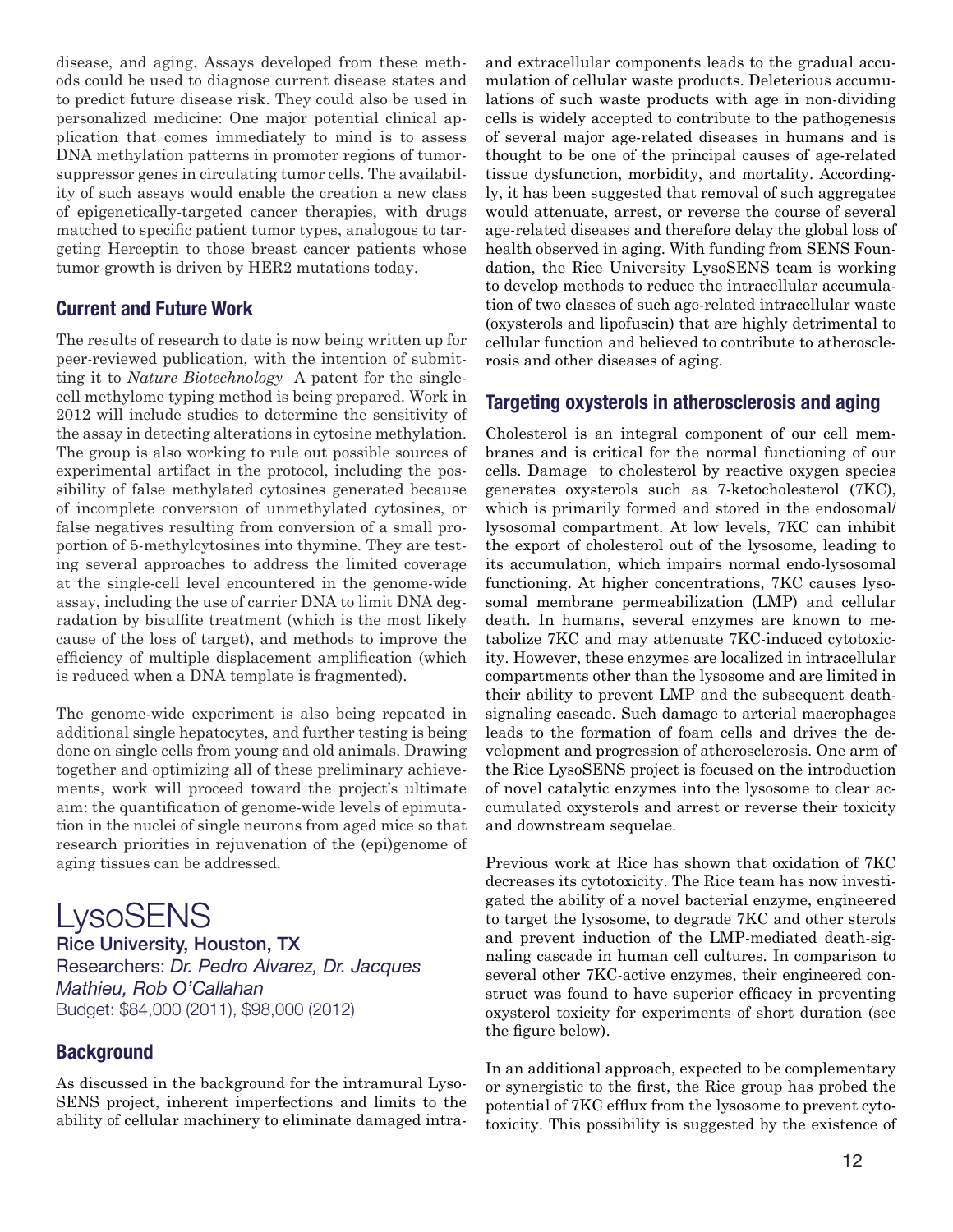disease, and aging. Assays developed from these methods could be used to diagnose current disease states and to predict future disease risk. They could also be used in personalized medicine: One major potential clinical application that comes immediately to mind is to assess DNA methylation patterns in promoter regions of tumor-suppressor genes in circulating tumor cells. The availability of such assays would enable the creation a new class of epigenetically-targeted cancer therapies, with drugs matched to specific patient tumor types, analogous to targeting Herceptin to those breast cancer patients whose tumor growth is driven by HER2 mutations today.

## Current and Future Work

The results of research to date is now being written up for peer-reviewed publication, with the intention of submitting it to *Nature Biotechnology* A patent for the single-cell methylome typing method is being prepared. Work in 2012 will include studies to determine the sensitivity of the assay in detecting alterations in cytosine methylation. The group is also working to rule out possible sources of experimental artifact in the protocol, including the possibility of false methylated cytosines generated because of incomplete conversion of unmethylated cytosines, or false negatives resulting from conversion of a small proportion of 5-methylcytosines into thymine. They are testing several approaches to address the limited coverage at the single-cell level encountered in the genome-wide assay, including the use of carrier DNA to limit DNA degradation by bisulfite treatment (which is the most likely cause of the loss of target), and methods to improve the efficiency of multiple displacement amplification (which is reduced when a DNA template is fragmented).

The genome-wide experiment is also being repeated in additional single hepatocytes, and further testing is being done on single cells from young and old animals. Drawing together and optimizing all of these preliminary achievements, work will proceed toward the project's ultimate aim: the quantification of genome-wide levels of epimutation in the nuclei of single neurons from aged mice so that research priorities in rejuvenation of the (epi)genome of aging tissues can be addressed.

# LysoSENS

**Rice University, Houston, TX**

Researchers: *Dr. Pedro Alvarez, Dr. Jacques Mathieu, Rob O'Callahan*

Budget: $84,000 (2011), $98,000 (2012)

## Background

As discussed in the background for the intramural LysoSENS project, inherent imperfections and limits to the ability of cellular machinery to eliminate damaged intra- and extracellular components leads to the gradual accumulation of cellular waste products. Deleterious accumulations of such waste products with age in non-dividing cells is widely accepted to contribute to the pathogenesis of several major age-related diseases in humans and is thought to be one of the principal causes of age-related tissue dysfunction, morbidity, and mortality. Accordingly, it has been suggested that removal of such aggregates would attenuate, arrest, or reverse the course of several age-related diseases and therefore delay the global loss of health observed in aging. With funding from SENS Foundation, the Rice University LysoSENS team is working to develop methods to reduce the intracellular accumulation of two classes of such age-related intracellular waste (oxysterols and lipofuscin) that are highly detrimental to cellular function and believed to contribute to atherosclerosis and other diseases of aging.

## Targeting oxysterols in atherosclerosis and aging

Cholesterol is an integral component of our cell membranes and is critical for the normal functioning of our cells. Damage to cholesterol by reactive oxygen species generates oxysterols such as 7-ketocholesterol (7KC), which is primarily formed and stored in the endosomal/lysosomal compartment. At low levels, 7KC can inhibit the export of cholesterol out of the lysosome, leading to its accumulation, which impairs normal endo-lysosomal functioning. At higher concentrations, 7KC causes lysosomal membrane permeabilization (LMP) and cellular death. In humans, several enzymes are known to metabolize 7KC and may attenuate 7KC-induced cytotoxicity. However, these enzymes are localized in intracellular compartments other than the lysosome and are limited in their ability to prevent LMP and the subsequent death-signaling cascade. Such damage to arterial macrophages leads to the formation of foam cells and drives the development and progression of atherosclerosis. One arm of the Rice LysoSENS project is focused on the introduction of novel catalytic enzymes into the lysosome to clear accumulated oxysterols and arrest or reverse their toxicity and downstream sequelae.

Previous work at Rice has shown that oxidation of 7KC decreases its cytotoxicity. The Rice team has now investigated the ability of a novel bacterial enzyme, engineered to target the lysosome, to degrade 7KC and other sterols and prevent induction of the LMP-mediated death-signaling cascade in human cell cultures. In comparison to several other 7KC-active enzymes, their engineered construct was found to have superior efficacy in preventing oxysterol toxicity for experiments of short duration (see the figure below).

In an additional approach, expected to be complementary or synergistic to the first, the Rice group has probed the potential of 7KC efflux from the lysosome to prevent cytotoxicity. This possibility is suggested by the existence of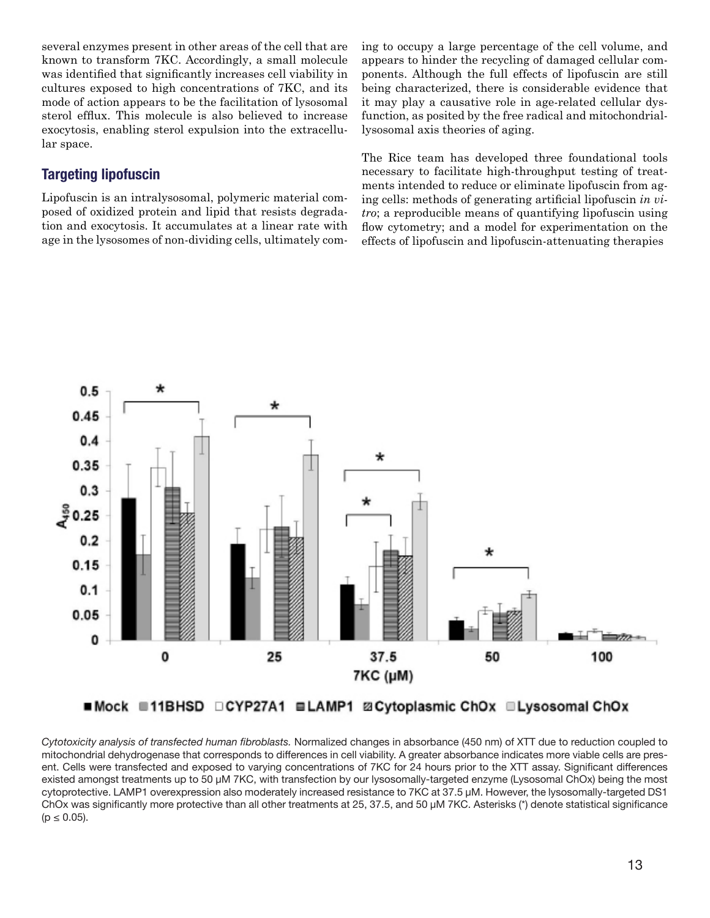several enzymes present in other areas of the cell that are known to transform 7KC. Accordingly, a small molecule was identified that significantly increases cell viability in cultures exposed to high concentrations of 7KC, and its mode of action appears to be the facilitation of lysosomal sterol efflux. This molecule is also believed to increase exocytosis, enabling sterol expulsion into the extracellular space.

## Targeting lipofuscin

Lipofuscin is an intralysosomal, polymeric material composed of oxidized protein and lipid that resists degradation and exocytosis. It accumulates at a linear rate with age in the lysosomes of non-dividing cells, ultimately coming to occupy a large percentage of the cell volume, and appears to hinder the recycling of damaged cellular components. Although the full effects of lipofuscin are still being characterized, there is considerable evidence that it may play a causative role in age-related cellular dysfunction, as posited by the free radical and mitochondrial-lysosomal axis theories of aging.

The Rice team has developed three foundational tools necessary to facilitate high-throughput testing of treatments intended to reduce or eliminate lipofuscin from aging cells: methods of generating artificial lipofuscin *in vitro*; a reproducible means of quantifying lipofuscin using flow cytometry; and a model for experimentation on the effects of lipofuscin and lipofuscin-attenuating therapies

*Cytotoxicity analysis of transfected human fibroblasts.* Normalized changes in absorbance (450 nm) of XTT due to reduction coupled to mitochondrial dehydrogenase that corresponds to differences in cell viability. A greater absorbance indicates more viable cells are present. Cells were transfected and exposed to varying concentrations of 7KC for 24 hours prior to the XTT assay. Significant differences existed amongst treatments up to 50 μM 7KC, with transfection by our lysosomally-targeted enzyme (Lysosomal ChOx) being the most cytoprotective. LAMP1 overexpression also moderately increased resistance to 7KC at 37.5 μM. However, the lysosomally-targeted DS1 ChOx was significantly more protective than all other treatments at 25, 37.5, and 50 μM 7KC. Asterisks (*) denote statistical significance ($p \leq 0.05$).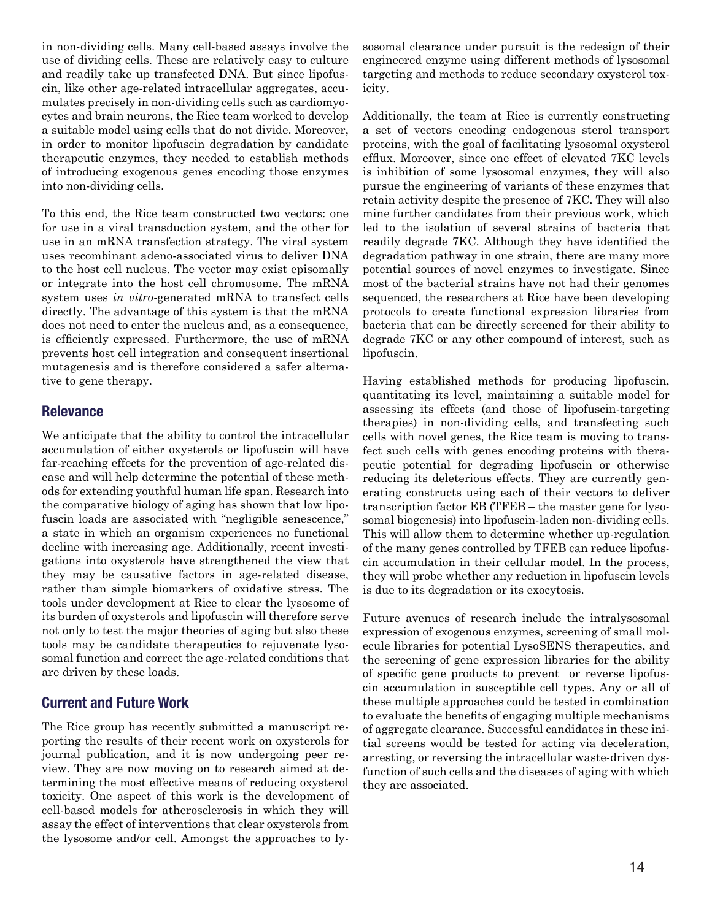in non-dividing cells. Many cell-based assays involve the use of dividing cells. These are relatively easy to culture and readily take up transfected DNA. But since lipofuscin, like other age-related intracellular aggregates, accumulates precisely in non-dividing cells such as cardiomyocytes and brain neurons, the Rice team worked to develop a suitable model using cells that do not divide. Moreover, in order to monitor lipofuscin degradation by candidate therapeutic enzymes, they needed to establish methods of introducing exogenous genes encoding those enzymes into non-dividing cells.

To this end, the Rice team constructed two vectors: one for use in a viral transduction system, and the other for use in an mRNA transfection strategy. The viral system uses recombinant adeno-associated virus to deliver DNA to the host cell nucleus. The vector may exist episomally or integrate into the host cell chromosome. The mRNA system uses *in vitro*-generated mRNA to transfect cells directly. The advantage of this system is that the mRNA does not need to enter the nucleus and, as a consequence, is efficiently expressed. Furthermore, the use of mRNA prevents host cell integration and consequent insertional mutagenesis and is therefore considered a safer alternative to gene therapy.

## Relevance

We anticipate that the ability to control the intracellular accumulation of either oxysterols or lipofuscin will have far-reaching effects for the prevention of age-related disease and will help determine the potential of these methods for extending youthful human life span. Research into the comparative biology of aging has shown that low lipofuscin loads are associated with "negligible senescence," a state in which an organism experiences no functional decline with increasing age. Additionally, recent investigations into oxysterols have strengthened the view that they may be causative factors in age-related disease, rather than simple biomarkers of oxidative stress. The tools under development at Rice to clear the lysosome of its burden of oxysterols and lipofuscin will therefore serve not only to test the major theories of aging but also these tools may be candidate therapeutics to rejuvenate lysosomal function and correct the age-related conditions that are driven by these loads.

## Current and Future Work

The Rice group has recently submitted a manuscript reporting the results of their recent work on oxysterols for journal publication, and it is now undergoing peer review. They are now moving on to research aimed at determining the most effective means of reducing oxysterol toxicity. One aspect of this work is the development of cell-based models for atherosclerosis in which they will assay the effect of interventions that clear oxysterols from the lysosome and/or cell. Amongst the approaches to lysosomal clearance under pursuit is the redesign of their engineered enzyme using different methods of lysosomal targeting and methods to reduce secondary oxysterol toxicity.

Additionally, the team at Rice is currently constructing a set of vectors encoding endogenous sterol transport proteins, with the goal of facilitating lysosomal oxysterol efflux. Moreover, since one effect of elevated 7KC levels is inhibition of some lysosomal enzymes, they will also pursue the engineering of variants of these enzymes that retain activity despite the presence of 7KC. They will also mine further candidates from their previous work, which led to the isolation of several strains of bacteria that readily degrade 7KC. Although they have identified the degradation pathway in one strain, there are many more potential sources of novel enzymes to investigate. Since most of the bacterial strains have not had their genomes sequenced, the researchers at Rice have been developing protocols to create functional expression libraries from bacteria that can be directly screened for their ability to degrade 7KC or any other compound of interest, such as lipofuscin.

Having established methods for producing lipofuscin, quantitating its level, maintaining a suitable model for assessing its effects (and those of lipofuscin-targeting therapies) in non-dividing cells, and transfecting such cells with novel genes, the Rice team is moving to transfect such cells with genes encoding proteins with therapeutic potential for degrading lipofuscin or otherwise reducing its deleterious effects. They are currently generating constructs using each of their vectors to deliver transcription factor EB (TFEB – the master gene for lysosomal biogenesis) into lipofuscin-laden non-dividing cells. This will allow them to determine whether up-regulation of the many genes controlled by TFEB can reduce lipofuscin accumulation in their cellular model. In the process, they will probe whether any reduction in lipofuscin levels is due to its degradation or its exocytosis.

Future avenues of research include the intralysosomal expression of exogenous enzymes, screening of small molecule libraries for potential LysoSENS therapeutics, and the screening of gene expression libraries for the ability of specific gene products to prevent or reverse lipofuscin accumulation in susceptible cell types. Any or all of these multiple approaches could be tested in combination to evaluate the benefits of engaging multiple mechanisms of aggregate clearance. Successful candidates in these initial screens would be tested for acting via deceleration, arresting, or reversing the intracellular waste-driven dysfunction of such cells and the diseases of aging with which they are associated.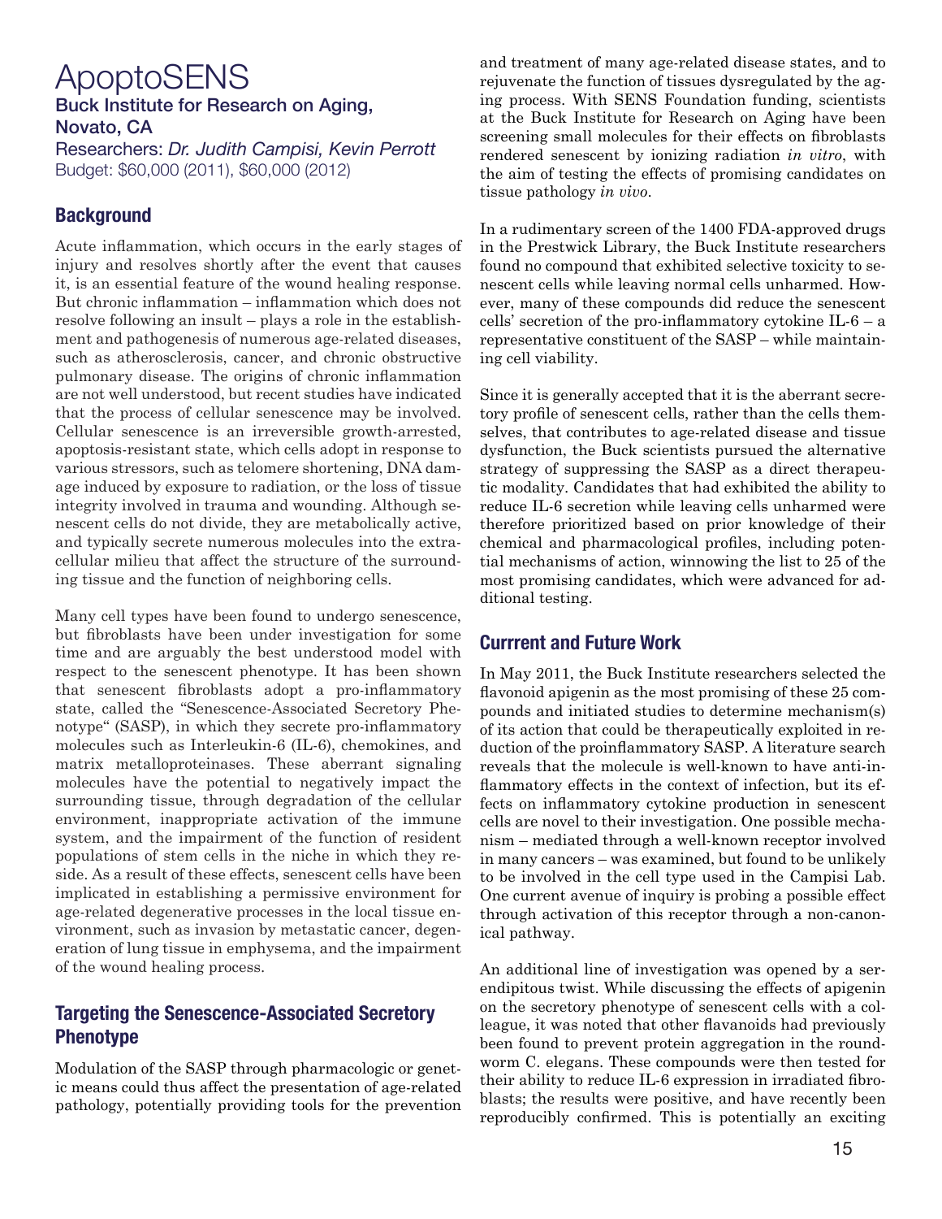# ApoptoSENS

**Buck Institute for Research on Aging, Novato, CA**

Researchers: *Dr. Judith Campisi, Kevin Perrott*

Budget: $60,000 (2011), $60,000 (2012)

## Background

Acute inflammation, which occurs in the early stages of injury and resolves shortly after the event that causes it, is an essential feature of the wound healing response. But chronic inflammation – inflammation which does not resolve following an insult – plays a role in the establishment and pathogenesis of numerous age-related diseases, such as atherosclerosis, cancer, and chronic obstructive pulmonary disease. The origins of chronic inflammation are not well understood, but recent studies have indicated that the process of cellular senescence may be involved. Cellular senescence is an irreversible growth-arrested, apoptosis-resistant state, which cells adopt in response to various stressors, such as telomere shortening, DNA damage induced by exposure to radiation, or the loss of tissue integrity involved in trauma and wounding. Although senescent cells do not divide, they are metabolically active, and typically secrete numerous molecules into the extracellular milieu that affect the structure of the surrounding tissue and the function of neighboring cells.

Many cell types have been found to undergo senescence, but fibroblasts have been under investigation for some time and are arguably the best understood model with respect to the senescent phenotype. It has been shown that senescent fibroblasts adopt a pro-inflammatory state, called the "Senescence-Associated Secretory Phenotype" (SASP), in which they secrete pro-inflammatory molecules such as Interleukin-6 (IL-6), chemokines, and matrix metalloproteinases. These aberrant signaling molecules have the potential to negatively impact the surrounding tissue, through degradation of the cellular environment, inappropriate activation of the immune system, and the impairment of the function of resident populations of stem cells in the niche in which they reside. As a result of these effects, senescent cells have been implicated in establishing a permissive environment for age-related degenerative processes in the local tissue environment, such as invasion by metastatic cancer, degeneration of lung tissue in emphysema, and the impairment of the wound healing process.

## Targeting the Senescence-Associated Secretory Phenotype

Modulation of the SASP through pharmacologic or genetic means could thus affect the presentation of age-related pathology, potentially providing tools for the prevention and treatment of many age-related disease states, and to rejuvenate the function of tissues dysregulated by the aging process. With SENS Foundation funding, scientists at the Buck Institute for Research on Aging have been screening small molecules for their effects on fibroblasts rendered senescent by ionizing radiation *in vitro*, with the aim of testing the effects of promising candidates on tissue pathology *in vivo*.

In a rudimentary screen of the 1400 FDA-approved drugs in the Prestwick Library, the Buck Institute researchers found no compound that exhibited selective toxicity to senescent cells while leaving normal cells unharmed. However, many of these compounds did reduce the senescent cells' secretion of the pro-inflammatory cytokine IL-6 – a representative constituent of the SASP – while maintaining cell viability.

Since it is generally accepted that it is the aberrant secretory profile of senescent cells, rather than the cells themselves, that contributes to age-related disease and tissue dysfunction, the Buck scientists pursued the alternative strategy of suppressing the SASP as a direct therapeutic modality. Candidates that had exhibited the ability to reduce IL-6 secretion while leaving cells unharmed were therefore prioritized based on prior knowledge of their chemical and pharmacological profiles, including potential mechanisms of action, winnowing the list to 25 of the most promising candidates, which were advanced for additional testing.

## Currrent and Future Work

In May 2011, the Buck Institute researchers selected the flavonoid apigenin as the most promising of these 25 compounds and initiated studies to determine mechanism(s) of its action that could be therapeutically exploited in reduction of the proinflammatory SASP. A literature search reveals that the molecule is well-known to have anti-inflammatory effects in the context of infection, but its effects on inflammatory cytokine production in senescent cells are novel to their investigation. One possible mechanism – mediated through a well-known receptor involved in many cancers – was examined, but found to be unlikely to be involved in the cell type used in the Campisi Lab. One current avenue of inquiry is probing a possible effect through activation of this receptor through a non-canonical pathway.

An additional line of investigation was opened by a serendipitous twist. While discussing the effects of apigenin on the secretory phenotype of senescent cells with a colleague, it was noted that other flavanoids had previously been found to prevent protein aggregation in the roundworm C. elegans. These compounds were then tested for their ability to reduce IL-6 expression in irradiated fibroblasts; the results were positive, and have recently been reproducibly confirmed. This is potentially an exciting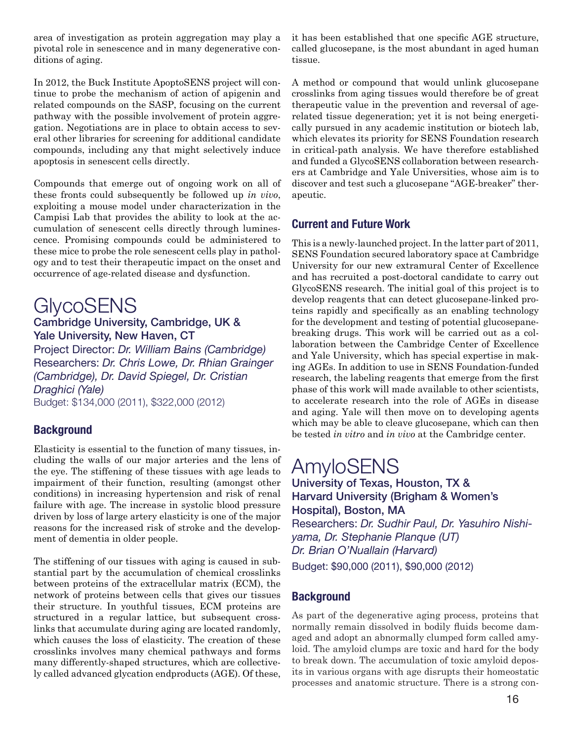area of investigation as protein aggregation may play a pivotal role in senescence and in many degenerative conditions of aging.

In 2012, the Buck Institute ApoptoSENS project will continue to probe the mechanism of action of apigenin and related compounds on the SASP, focusing on the current pathway with the possible involvement of protein aggregation. Negotiations are in place to obtain access to several other libraries for screening for additional candidate compounds, including any that might selectively induce apoptosis in senescent cells directly.

Compounds that emerge out of ongoing work on all of these fronts could subsequently be followed up *in vivo*, exploiting a mouse model under characterization in the Campisi Lab that provides the ability to look at the accumulation of senescent cells directly through luminescence. Promising compounds could be administered to these mice to probe the role senescent cells play in pathology and to test their therapeutic impact on the onset and occurrence of age-related disease and dysfunction.

# GlycoSENS

**Cambridge University, Cambridge, UK & Yale University, New Haven, CT**

Project Director: *Dr. William Bains (Cambridge)*
Researchers: *Dr. Chris Lowe, Dr. Rhian Grainger (Cambridge), Dr. David Spiegel, Dr. Cristian Draghici (Yale)*
Budget: $134,000 (2011), $322,000 (2012)

## Background

Elasticity is essential to the function of many tissues, including the walls of our major arteries and the lens of the eye. The stiffening of these tissues with age leads to impairment of their function, resulting (amongst other conditions) in increasing hypertension and risk of renal failure with age. The increase in systolic blood pressure driven by loss of large artery elasticity is one of the major reasons for the increased risk of stroke and the development of dementia in older people.

The stiffening of our tissues with aging is caused in substantial part by the accumulation of chemical crosslinks between proteins of the extracellular matrix (ECM), the network of proteins between cells that gives our tissues their structure. In youthful tissues, ECM proteins are structured in a regular lattice, but subsequent crosslinks that accumulate during aging are located randomly, which causes the loss of elasticity. The creation of these crosslinks involves many chemical pathways and forms many differently-shaped structures, which are collectively called advanced glycation endproducts (AGE). Of these, it has been established that one specific AGE structure, called glucosepane, is the most abundant in aged human tissue.

A method or compound that would unlink glucosepane crosslinks from aging tissues would therefore be of great therapeutic value in the prevention and reversal of age-related tissue degeneration; yet it is not being energetically pursued in any academic institution or biotech lab, which elevates its priority for SENS Foundation research in critical-path analysis. We have therefore established and funded a GlycoSENS collaboration between researchers at Cambridge and Yale Universities, whose aim is to discover and test such a glucosepane "AGE-breaker" therapeutic.

## Current and Future Work

This is a newly-launched project. In the latter part of 2011, SENS Foundation secured laboratory space at Cambridge University for our new extramural Center of Excellence and has recruited a post-doctoral candidate to carry out GlycoSENS research. The initial goal of this project is to develop reagents that can detect glucosepane-linked proteins rapidly and specifically as an enabling technology for the development and testing of potential glucosepane-breaking drugs. This work will be carried out as a collaboration between the Cambridge Center of Excellence and Yale University, which has special expertise in making AGEs. In addition to use in SENS Foundation-funded research, the labeling reagents that emerge from the first phase of this work will made available to other scientists, to accelerate research into the role of AGEs in disease and aging. Yale will then move on to developing agents which may be able to cleave glucosepane, which can then be tested *in vitro* and *in vivo* at the Cambridge center.

# AmyloSENS

**University of Texas, Houston, TX & Harvard University (Brigham & Women's Hospital), Boston, MA**

Researchers: *Dr. Sudhir Paul, Dr. Yasuhiro Nishiyama, Dr. Stephanie Planque (UT)*
*Dr. Brian O'Nuallain (Harvard)*
Budget: $90,000 (2011), $90,000 (2012)

## Background

As part of the degenerative aging process, proteins that normally remain dissolved in bodily fluids become damaged and adopt an abnormally clumped form called amyloid. The amyloid clumps are toxic and hard for the body to break down. The accumulation of toxic amyloid deposits in various organs with age disrupts their homeostatic processes and anatomic structure. There is a strong con-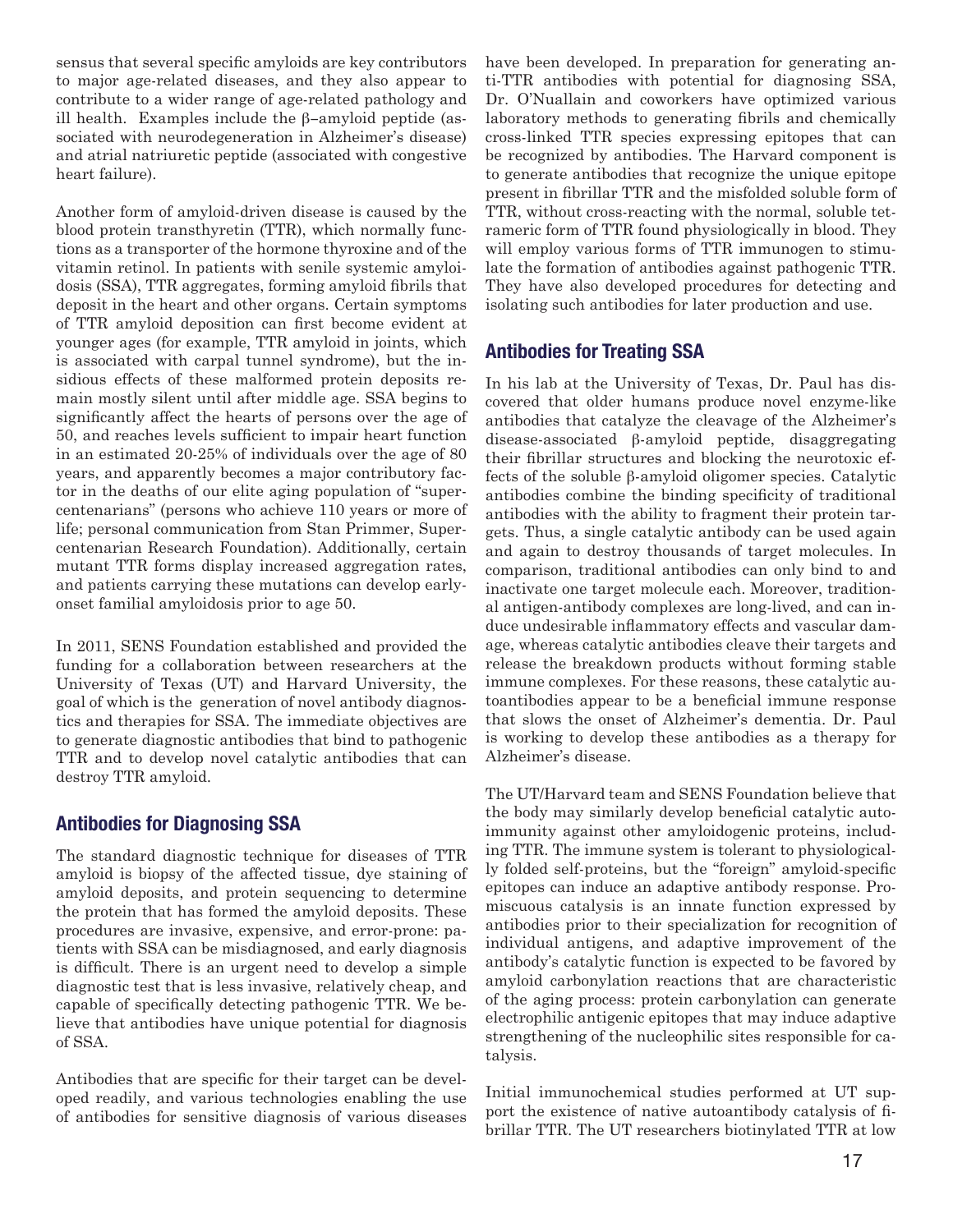sensus that several specific amyloids are key contributors to major age-related diseases, and they also appear to contribute to a wider range of age-related pathology and ill health. Examples include the β–amyloid peptide (associated with neurodegeneration in Alzheimer's disease) and atrial natriuretic peptide (associated with congestive heart failure).

Another form of amyloid-driven disease is caused by the blood protein transthyretin (TTR), which normally functions as a transporter of the hormone thyroxine and of the vitamin retinol. In patients with senile systemic amyloidosis (SSA), TTR aggregates, forming amyloid fibrils that deposit in the heart and other organs. Certain symptoms of TTR amyloid deposition can first become evident at younger ages (for example, TTR amyloid in joints, which is associated with carpal tunnel syndrome), but the insidious effects of these malformed protein deposits remain mostly silent until after middle age. SSA begins to significantly affect the hearts of persons over the age of 50, and reaches levels sufficient to impair heart function in an estimated 20-25% of individuals over the age of 80 years, and apparently becomes a major contributory factor in the deaths of our elite aging population of "supercentenarians" (persons who achieve 110 years or more of life; personal communication from Stan Primmer, Supercentenarian Research Foundation). Additionally, certain mutant TTR forms display increased aggregation rates, and patients carrying these mutations can develop early-onset familial amyloidosis prior to age 50.

In 2011, SENS Foundation established and provided the funding for a collaboration between researchers at the University of Texas (UT) and Harvard University, the goal of which is the generation of novel antibody diagnostics and therapies for SSA. The immediate objectives are to generate diagnostic antibodies that bind to pathogenic TTR and to develop novel catalytic antibodies that can destroy TTR amyloid.

## Antibodies for Diagnosing SSA

The standard diagnostic technique for diseases of TTR amyloid is biopsy of the affected tissue, dye staining of amyloid deposits, and protein sequencing to determine the protein that has formed the amyloid deposits. These procedures are invasive, expensive, and error-prone: patients with SSA can be misdiagnosed, and early diagnosis is difficult. There is an urgent need to develop a simple diagnostic test that is less invasive, relatively cheap, and capable of specifically detecting pathogenic TTR. We believe that antibodies have unique potential for diagnosis of SSA.

Antibodies that are specific for their target can be developed readily, and various technologies enabling the use of antibodies for sensitive diagnosis of various diseases have been developed. In preparation for generating anti-TTR antibodies with potential for diagnosing SSA, Dr. O'Nuallain and coworkers have optimized various laboratory methods to generating fibrils and chemically cross-linked TTR species expressing epitopes that can be recognized by antibodies. The Harvard component is to generate antibodies that recognize the unique epitope present in fibrillar TTR and the misfolded soluble form of TTR, without cross-reacting with the normal, soluble tetrameric form of TTR found physiologically in blood. They will employ various forms of TTR immunogen to stimulate the formation of antibodies against pathogenic TTR. They have also developed procedures for detecting and isolating such antibodies for later production and use.

## Antibodies for Treating SSA

In his lab at the University of Texas, Dr. Paul has discovered that older humans produce novel enzyme-like antibodies that catalyze the cleavage of the Alzheimer's disease-associated β-amyloid peptide, disaggregating their fibrillar structures and blocking the neurotoxic effects of the soluble β-amyloid oligomer species. Catalytic antibodies combine the binding specificity of traditional antibodies with the ability to fragment their protein targets. Thus, a single catalytic antibody can be used again and again to destroy thousands of target molecules. In comparison, traditional antibodies can only bind to and inactivate one target molecule each. Moreover, traditional antigen-antibody complexes are long-lived, and can induce undesirable inflammatory effects and vascular damage, whereas catalytic antibodies cleave their targets and release the breakdown products without forming stable immune complexes. For these reasons, these catalytic autoantibodies appear to be a beneficial immune response that slows the onset of Alzheimer's dementia. Dr. Paul is working to develop these antibodies as a therapy for Alzheimer's disease.

The UT/Harvard team and SENS Foundation believe that the body may similarly develop beneficial catalytic autoimmunity against other amyloidogenic proteins, including TTR. The immune system is tolerant to physiologically folded self-proteins, but the "foreign" amyloid-specific epitopes can induce an adaptive antibody response. Promiscuous catalysis is an innate function expressed by antibodies prior to their specialization for recognition of individual antigens, and adaptive improvement of the antibody's catalytic function is expected to be favored by amyloid carbonylation reactions that are characteristic of the aging process: protein carbonylation can generate electrophilic antigenic epitopes that may induce adaptive strengthening of the nucleophilic sites responsible for catalysis.

Initial immunochemical studies performed at UT support the existence of native autoantibody catalysis of fibrillar TTR. The UT researchers biotinylated TTR at low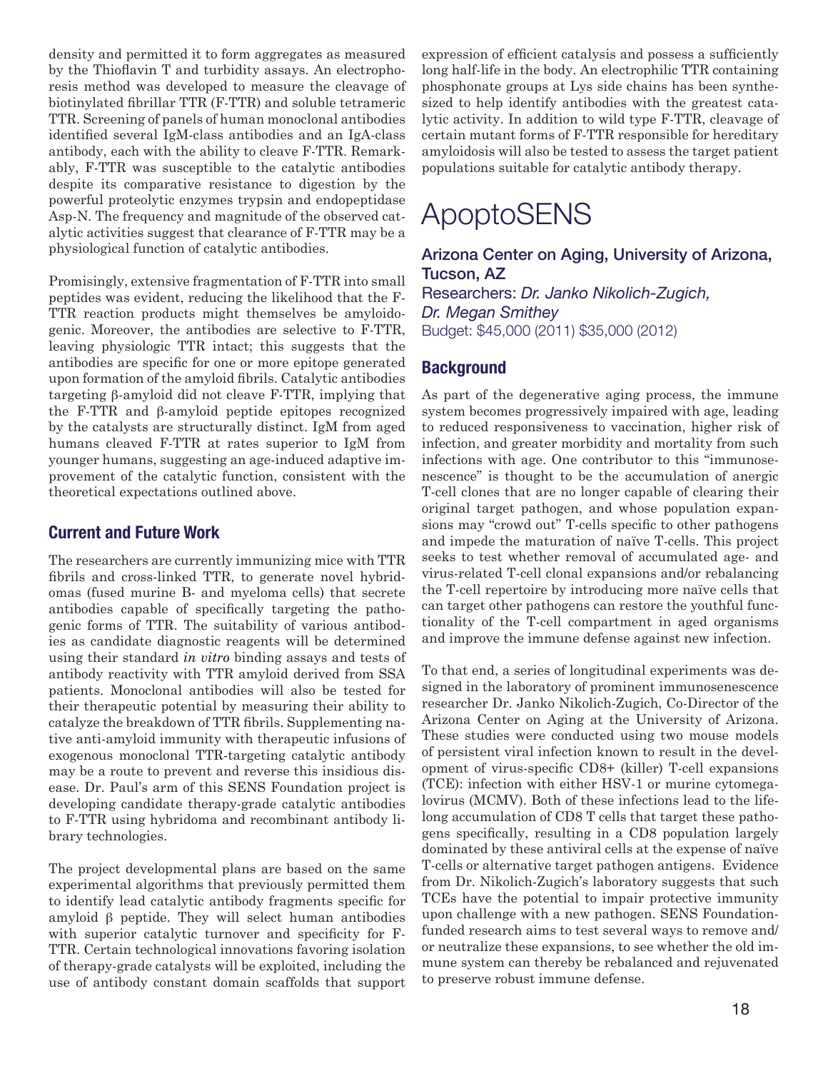density and permitted it to form aggregates as measured by the Thioflavin T and turbidity assays. An electrophoresis method was developed to measure the cleavage of biotinylated fibrillar TTR (F-TTR) and soluble tetrameric TTR. Screening of panels of human monoclonal antibodies identified several IgM-class antibodies and an IgA-class antibody, each with the ability to cleave F-TTR. Remarkably, F-TTR was susceptible to the catalytic antibodies despite its comparative resistance to digestion by the powerful proteolytic enzymes trypsin and endopeptidase Asp-N. The frequency and magnitude of the observed catalytic activities suggest that clearance of F-TTR may be a physiological function of catalytic antibodies.

Promisingly, extensive fragmentation of F-TTR into small peptides was evident, reducing the likelihood that the F-TTR reaction products might themselves be amyloidogenic. Moreover, the antibodies are selective to F-TTR, leaving physiologic TTR intact; this suggests that the antibodies are specific for one or more epitope generated upon formation of the amyloid fibrils. Catalytic antibodies targeting β-amyloid did not cleave F-TTR, implying that the F-TTR and β-amyloid peptide epitopes recognized by the catalysts are structurally distinct. IgM from aged humans cleaved F-TTR at rates superior to IgM from younger humans, suggesting an age-induced adaptive improvement of the catalytic function, consistent with the theoretical expectations outlined above.

### Current and Future Work

The researchers are currently immunizing mice with TTR fibrils and cross-linked TTR, to generate novel hybridomas (fused murine B- and myeloma cells) that secrete antibodies capable of specifically targeting the pathogenic forms of TTR. The suitability of various antibodies as candidate diagnostic reagents will be determined using their standard *in vitro* binding assays and tests of antibody reactivity with TTR amyloid derived from SSA patients. Monoclonal antibodies will also be tested for their therapeutic potential by measuring their ability to catalyze the breakdown of TTR fibrils. Supplementing native anti-amyloid immunity with therapeutic infusions of exogenous monoclonal TTR-targeting catalytic antibody may be a route to prevent and reverse this insidious disease. Dr. Paul's arm of this SENS Foundation project is developing candidate therapy-grade catalytic antibodies to F-TTR using hybridoma and recombinant antibody library technologies.

The project developmental plans are based on the same experimental algorithms that previously permitted them to identify lead catalytic antibody fragments specific for amyloid β peptide. They will select human antibodies with superior catalytic turnover and specificity for F-TTR. Certain technological innovations favoring isolation of therapy-grade catalysts will be exploited, including the use of antibody constant domain scaffolds that support expression of efficient catalysis and possess a sufficiently long half-life in the body. An electrophilic TTR containing phosphonate groups at Lys side chains has been synthesized to help identify antibodies with the greatest catalytic activity. In addition to wild type F-TTR, cleavage of certain mutant forms of F-TTR responsible for hereditary amyloidosis will also be tested to assess the target patient populations suitable for catalytic antibody therapy.

# ApoptoSENS

**Arizona Center on Aging, University of Arizona, Tucson, AZ**
Researchers: *Dr. Janko Nikolich-Zugich, Dr. Megan Smithey*
Budget: $45,000 (2011) $35,000 (2012)

### Background

As part of the degenerative aging process, the immune system becomes progressively impaired with age, leading to reduced responsiveness to vaccination, higher risk of infection, and greater morbidity and mortality from such infections with age. One contributor to this "immunosenescence" is thought to be the accumulation of anergic T-cell clones that are no longer capable of clearing their original target pathogen, and whose population expansions may "crowd out" T-cells specific to other pathogens and impede the maturation of naïve T-cells. This project seeks to test whether removal of accumulated age- and virus-related T-cell clonal expansions and/or rebalancing the T-cell repertoire by introducing more naïve cells that can target other pathogens can restore the youthful functionality of the T-cell compartment in aged organisms and improve the immune defense against new infection.

To that end, a series of longitudinal experiments was designed in the laboratory of prominent immunosenescence researcher Dr. Janko Nikolich-Zugich, Co-Director of the Arizona Center on Aging at the University of Arizona. These studies were conducted using two mouse models of persistent viral infection known to result in the development of virus-specific CD8+ (killer) T-cell expansions (TCE): infection with either HSV-1 or murine cytomegalovirus (MCMV). Both of these infections lead to the lifelong accumulation of CD8 T cells that target these pathogens specifically, resulting in a CD8 population largely dominated by these antiviral cells at the expense of naïve T-cells or alternative target pathogen antigens. Evidence from Dr. Nikolich-Zugich's laboratory suggests that such TCEs have the potential to impair protective immunity upon challenge with a new pathogen. SENS Foundation-funded research aims to test several ways to remove and/or neutralize these expansions, to see whether the old immune system can thereby be rebalanced and rejuvenated to preserve robust immune defense.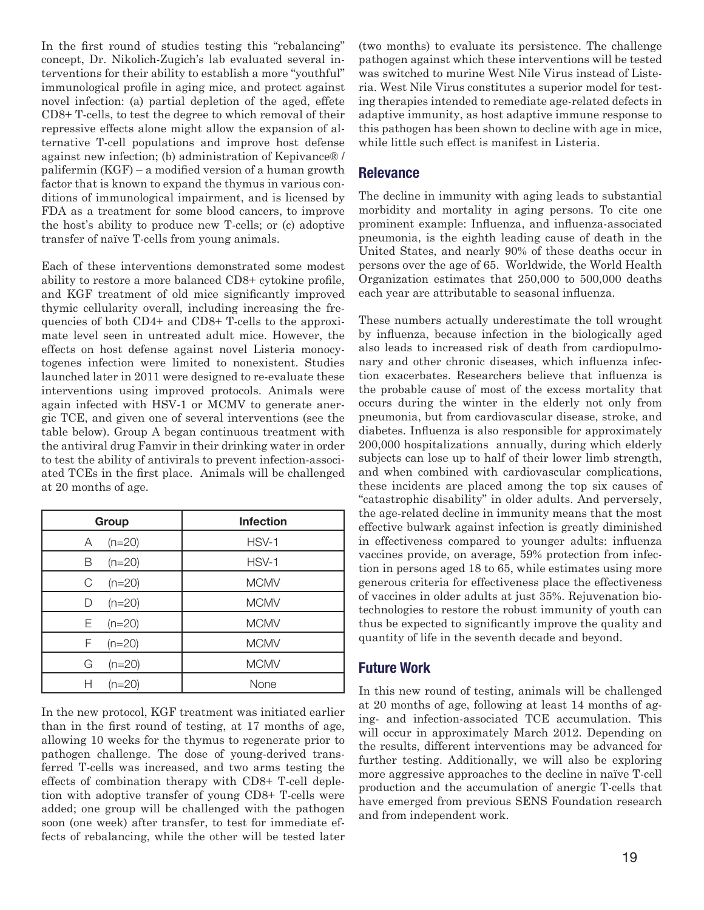In the first round of studies testing this "rebalancing" concept, Dr. Nikolich-Zugich's lab evaluated several interventions for their ability to establish a more "youthful" immunological profile in aging mice, and protect against novel infection: (a) partial depletion of the aged, effete CD8+ T-cells, to test the degree to which removal of their repressive effects alone might allow the expansion of alternative T-cell populations and improve host defense against new infection; (b) administration of Kepivance® / palifermin (KGF) – a modified version of a human growth factor that is known to expand the thymus in various conditions of immunological impairment, and is licensed by FDA as a treatment for some blood cancers, to improve the host's ability to produce new T-cells; or (c) adoptive transfer of naïve T-cells from young animals.

Each of these interventions demonstrated some modest ability to restore a more balanced CD8+ cytokine profile, and KGF treatment of old mice significantly improved thymic cellularity overall, including increasing the frequencies of both CD4+ and CD8+ T-cells to the approximate level seen in untreated adult mice. However, the effects on host defense against novel Listeria monocytogenes infection were limited to nonexistent. Studies launched later in 2011 were designed to re-evaluate these interventions using improved protocols. Animals were again infected with HSV-1 or MCMV to generate anergic TCE, and given one of several interventions (see the table below). Group A began continuous treatment with the antiviral drug Famvir in their drinking water in order to test the ability of antivirals to prevent infection-associated TCEs in the first place. Animals will be challenged at 20 months of age.

| Group | Infection |
|---|---|
| A (n=20) | HSV-1 |
| B (n=20) | HSV-1 |
| C (n=20) | MCMV |
| D (n=20) | MCMV |
| E (n=20) | MCMV |
| F (n=20) | MCMV |
| G (n=20) | MCMV |
| H (n=20) | None |

In the new protocol, KGF treatment was initiated earlier than in the first round of testing, at 17 months of age, allowing 10 weeks for the thymus to regenerate prior to pathogen challenge. The dose of young-derived transferred T-cells was increased, and two arms testing the effects of combination therapy with CD8+ T-cell depletion with adoptive transfer of young CD8+ T-cells were added; one group will be challenged with the pathogen soon (one week) after transfer, to test for immediate effects of rebalancing, while the other will be tested later (two months) to evaluate its persistence. The challenge pathogen against which these interventions will be tested was switched to murine West Nile Virus instead of Listeria. West Nile Virus constitutes a superior model for testing therapies intended to remediate age-related defects in adaptive immunity, as host adaptive immune response to this pathogen has been shown to decline with age in mice, while little such effect is manifest in Listeria.

## Relevance

The decline in immunity with aging leads to substantial morbidity and mortality in aging persons. To cite one prominent example: Influenza, and influenza-associated pneumonia, is the eighth leading cause of death in the United States, and nearly 90% of these deaths occur in persons over the age of 65. Worldwide, the World Health Organization estimates that 250,000 to 500,000 deaths each year are attributable to seasonal influenza.

These numbers actually underestimate the toll wrought by influenza, because infection in the biologically aged also leads to increased risk of death from cardiopulmonary and other chronic diseases, which influenza infection exacerbates. Researchers believe that influenza is the probable cause of most of the excess mortality that occurs during the winter in the elderly not only from pneumonia, but from cardiovascular disease, stroke, and diabetes. Influenza is also responsible for approximately 200,000 hospitalizations annually, during which elderly subjects can lose up to half of their lower limb strength, and when combined with cardiovascular complications, these incidents are placed among the top six causes of "catastrophic disability" in older adults. And perversely, the age-related decline in immunity means that the most effective bulwark against infection is greatly diminished in effectiveness compared to younger adults: influenza vaccines provide, on average, 59% protection from infection in persons aged 18 to 65, while estimates using more generous criteria for effectiveness place the effectiveness of vaccines in older adults at just 35%. Rejuvenation biotechnologies to restore the robust immunity of youth can thus be expected to significantly improve the quality and quantity of life in the seventh decade and beyond.

## Future Work

In this new round of testing, animals will be challenged at 20 months of age, following at least 14 months of aging- and infection-associated TCE accumulation. This will occur in approximately March 2012. Depending on the results, different interventions may be advanced for further testing. Additionally, we will also be exploring more aggressive approaches to the decline in naïve T-cell production and the accumulation of anergic T-cells that have emerged from previous SENS Foundation research and from independent work.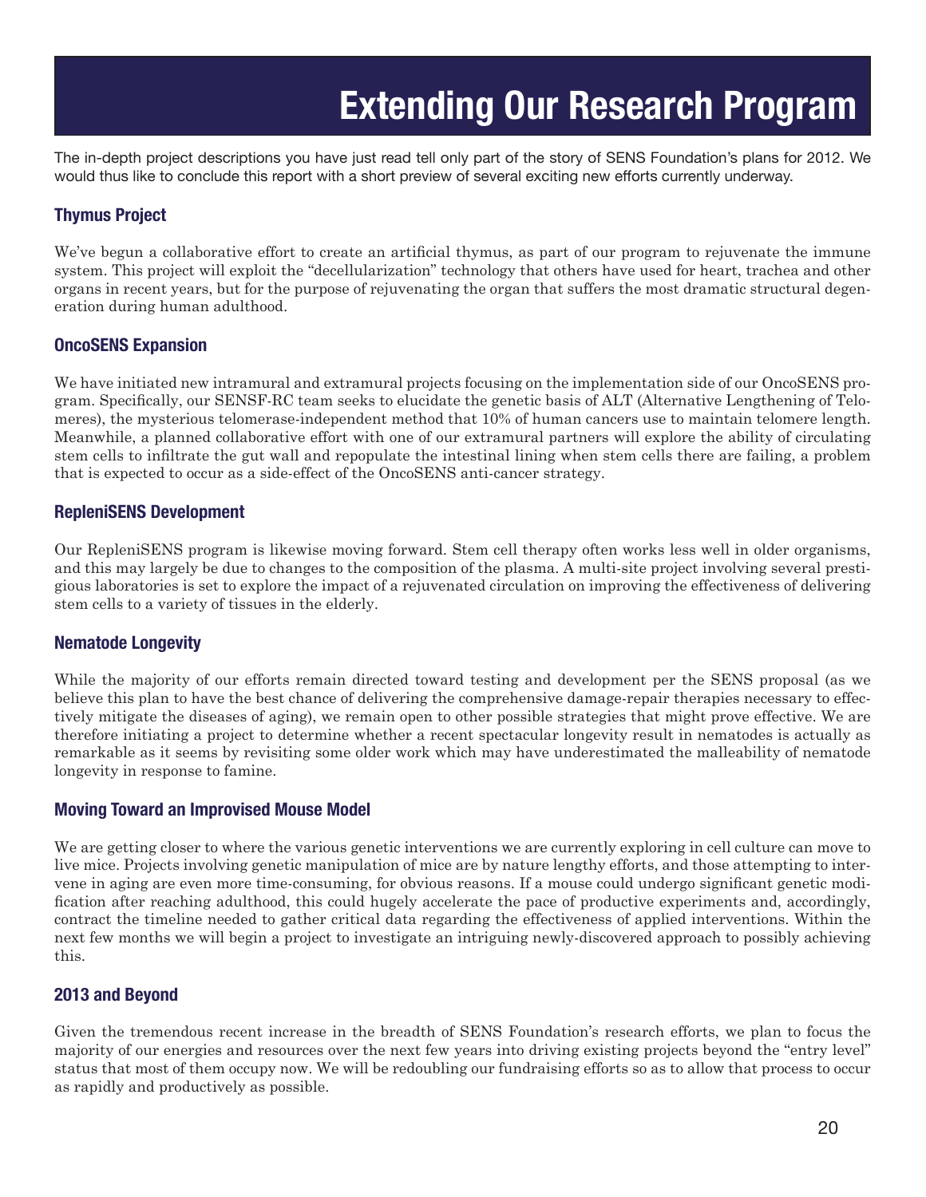# Extending Our Research Program

The in-depth project descriptions you have just read tell only part of the story of SENS Foundation's plans for 2012. We would thus like to conclude this report with a short preview of several exciting new efforts currently underway.

### Thymus Project

We've begun a collaborative effort to create an artificial thymus, as part of our program to rejuvenate the immune system. This project will exploit the "decellularization" technology that others have used for heart, trachea and other organs in recent years, but for the purpose of rejuvenating the organ that suffers the most dramatic structural degeneration during human adulthood.

### OncoSENS Expansion

We have initiated new intramural and extramural projects focusing on the implementation side of our OncoSENS program. Specifically, our SENSF-RC team seeks to elucidate the genetic basis of ALT (Alternative Lengthening of Telomeres), the mysterious telomerase-independent method that 10% of human cancers use to maintain telomere length. Meanwhile, a planned collaborative effort with one of our extramural partners will explore the ability of circulating stem cells to infiltrate the gut wall and repopulate the intestinal lining when stem cells there are failing, a problem that is expected to occur as a side-effect of the OncoSENS anti-cancer strategy.

### RepleniSENS Development

Our RepleniSENS program is likewise moving forward. Stem cell therapy often works less well in older organisms, and this may largely be due to changes to the composition of the plasma. A multi-site project involving several prestigious laboratories is set to explore the impact of a rejuvenated circulation on improving the effectiveness of delivering stem cells to a variety of tissues in the elderly.

### Nematode Longevity

While the majority of our efforts remain directed toward testing and development per the SENS proposal (as we believe this plan to have the best chance of delivering the comprehensive damage-repair therapies necessary to effectively mitigate the diseases of aging), we remain open to other possible strategies that might prove effective. We are therefore initiating a project to determine whether a recent spectacular longevity result in nematodes is actually as remarkable as it seems by revisiting some older work which may have underestimated the malleability of nematode longevity in response to famine.

### Moving Toward an Improvised Mouse Model

We are getting closer to where the various genetic interventions we are currently exploring in cell culture can move to live mice. Projects involving genetic manipulation of mice are by nature lengthy efforts, and those attempting to intervene in aging are even more time-consuming, for obvious reasons. If a mouse could undergo significant genetic modification after reaching adulthood, this could hugely accelerate the pace of productive experiments and, accordingly, contract the timeline needed to gather critical data regarding the effectiveness of applied interventions. Within the next few months we will begin a project to investigate an intriguing newly-discovered approach to possibly achieving this.

### 2013 and Beyond

Given the tremendous recent increase in the breadth of SENS Foundation's research efforts, we plan to focus the majority of our energies and resources over the next few years into driving existing projects beyond the "entry level" status that most of them occupy now. We will be redoubling our fundraising efforts so as to allow that process to occur as rapidly and productively as possible.